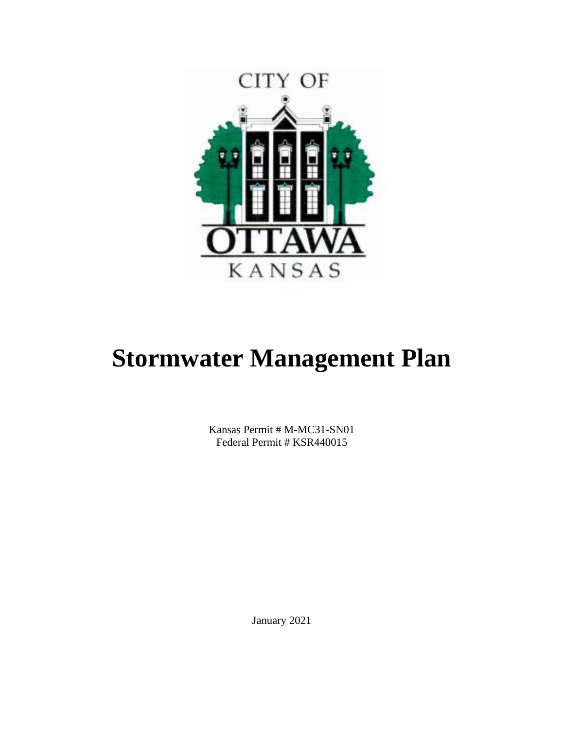CITY OF

OTTAWA

KANSAS

# Stormwater Management Plan

Kansas Permit # M-MC31-SN01
Federal Permit # KSR440015

January 2021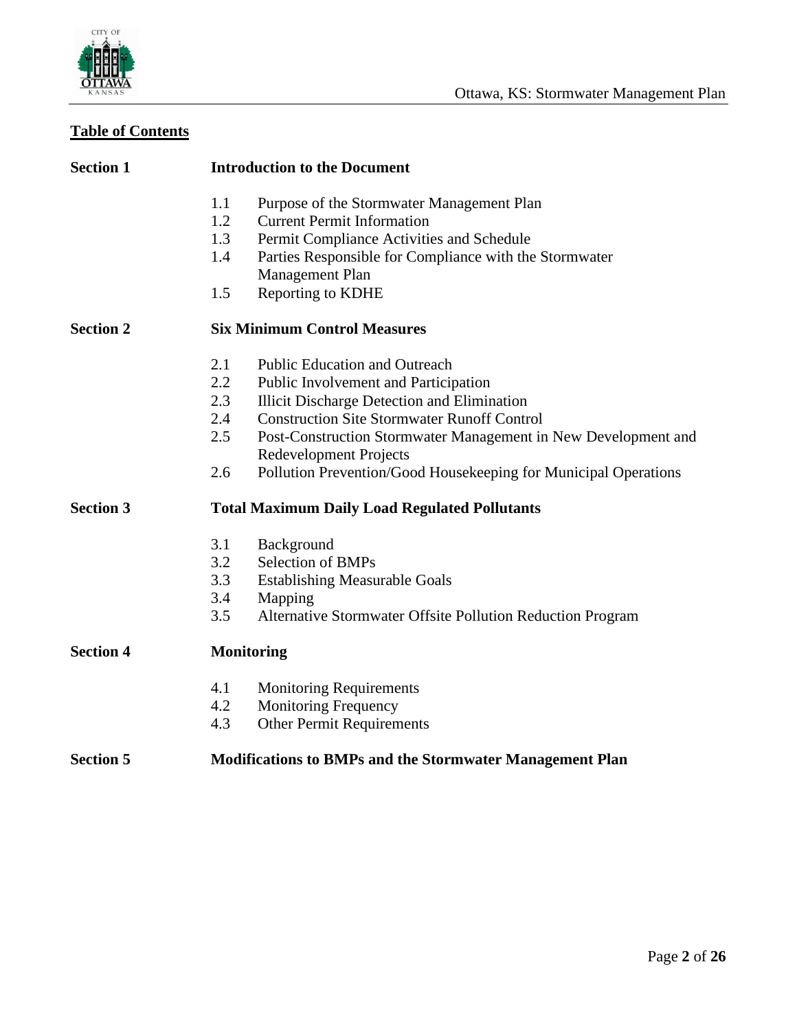## Table of Contents

**Section 1** **Introduction to the Document**

- 1.1 Purpose of the Stormwater Management Plan
- 1.2 Current Permit Information
- 1.3 Permit Compliance Activities and Schedule
- 1.4 Parties Responsible for Compliance with the Stormwater Management Plan
- 1.5 Reporting to KDHE

**Section 2** **Six Minimum Control Measures**

- 2.1 Public Education and Outreach
- 2.2 Public Involvement and Participation
- 2.3 Illicit Discharge Detection and Elimination
- 2.4 Construction Site Stormwater Runoff Control
- 2.5 Post-Construction Stormwater Management in New Development and Redevelopment Projects
- 2.6 Pollution Prevention/Good Housekeeping for Municipal Operations

**Section 3** **Total Maximum Daily Load Regulated Pollutants**

- 3.1 Background
- 3.2 Selection of BMPs
- 3.3 Establishing Measurable Goals
- 3.4 Mapping
- 3.5 Alternative Stormwater Offsite Pollution Reduction Program

**Section 4** **Monitoring**

- 4.1 Monitoring Requirements
- 4.2 Monitoring Frequency
- 4.3 Other Permit Requirements

**Section 5** **Modifications to BMPs and the Stormwater Management Plan**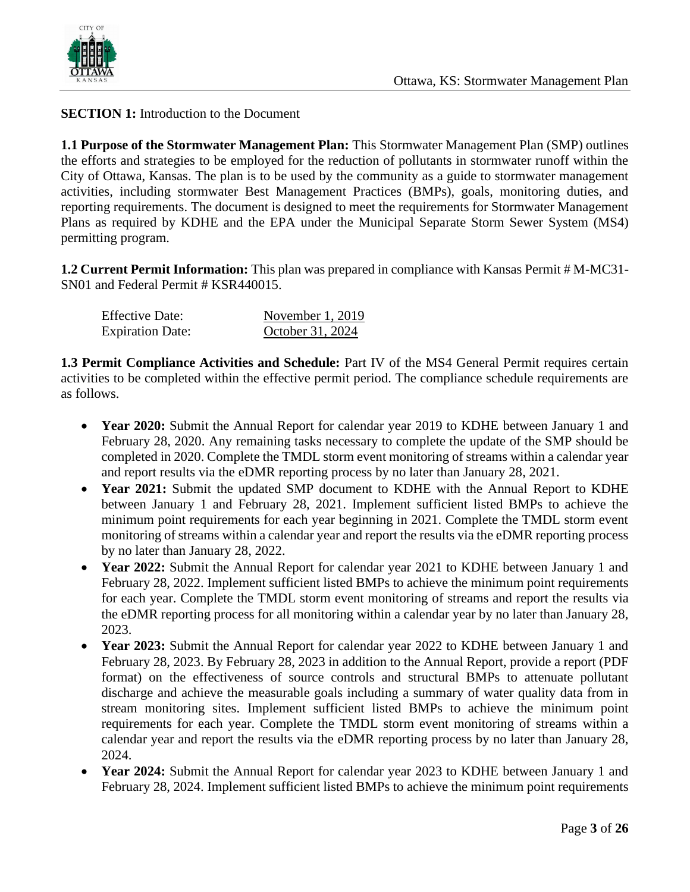**SECTION 1:** Introduction to the Document

**1.1 Purpose of the Stormwater Management Plan:** This Stormwater Management Plan (SMP) outlines the efforts and strategies to be employed for the reduction of pollutants in stormwater runoff within the City of Ottawa, Kansas. The plan is to be used by the community as a guide to stormwater management activities, including stormwater Best Management Practices (BMPs), goals, monitoring duties, and reporting requirements. The document is designed to meet the requirements for Stormwater Management Plans as required by KDHE and the EPA under the Municipal Separate Storm Sewer System (MS4) permitting program.

**1.2 Current Permit Information:** This plan was prepared in compliance with Kansas Permit # M-MC31-SN01 and Federal Permit # KSR440015.

| | |
|---|---|
| Effective Date: | November 1, 2019 |
| Expiration Date: | October 31, 2024 |

**1.3 Permit Compliance Activities and Schedule:** Part IV of the MS4 General Permit requires certain activities to be completed within the effective permit period. The compliance schedule requirements are as follows.

- **Year 2020:** Submit the Annual Report for calendar year 2019 to KDHE between January 1 and February 28, 2020. Any remaining tasks necessary to complete the update of the SMP should be completed in 2020. Complete the TMDL storm event monitoring of streams within a calendar year and report results via the eDMR reporting process by no later than January 28, 2021.
- **Year 2021:** Submit the updated SMP document to KDHE with the Annual Report to KDHE between January 1 and February 28, 2021. Implement sufficient listed BMPs to achieve the minimum point requirements for each year beginning in 2021. Complete the TMDL storm event monitoring of streams within a calendar year and report the results via the eDMR reporting process by no later than January 28, 2022.
- **Year 2022:** Submit the Annual Report for calendar year 2021 to KDHE between January 1 and February 28, 2022. Implement sufficient listed BMPs to achieve the minimum point requirements for each year. Complete the TMDL storm event monitoring of streams and report the results via the eDMR reporting process for all monitoring within a calendar year by no later than January 28, 2023.
- **Year 2023:** Submit the Annual Report for calendar year 2022 to KDHE between January 1 and February 28, 2023. By February 28, 2023 in addition to the Annual Report, provide a report (PDF format) on the effectiveness of source controls and structural BMPs to attenuate pollutant discharge and achieve the measurable goals including a summary of water quality data from in stream monitoring sites. Implement sufficient listed BMPs to achieve the minimum point requirements for each year. Complete the TMDL storm event monitoring of streams within a calendar year and report the results via the eDMR reporting process by no later than January 28, 2024.
- **Year 2024:** Submit the Annual Report for calendar year 2023 to KDHE between January 1 and February 28, 2024. Implement sufficient listed BMPs to achieve the minimum point requirements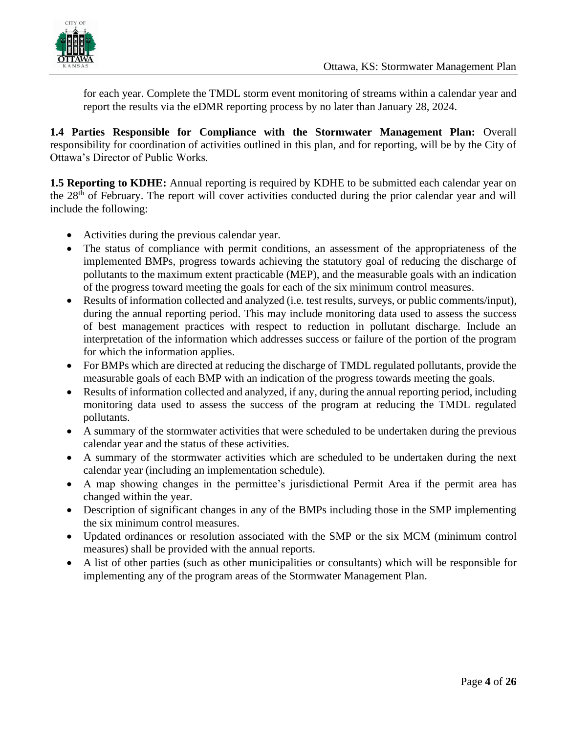for each year. Complete the TMDL storm event monitoring of streams within a calendar year and report the results via the eDMR reporting process by no later than January 28, 2024.

**1.4 Parties Responsible for Compliance with the Stormwater Management Plan:** Overall responsibility for coordination of activities outlined in this plan, and for reporting, will be by the City of Ottawa's Director of Public Works.

**1.5 Reporting to KDHE:** Annual reporting is required by KDHE to be submitted each calendar year on the 28th of February. The report will cover activities conducted during the prior calendar year and will include the following:

- Activities during the previous calendar year.
- The status of compliance with permit conditions, an assessment of the appropriateness of the implemented BMPs, progress towards achieving the statutory goal of reducing the discharge of pollutants to the maximum extent practicable (MEP), and the measurable goals with an indication of the progress toward meeting the goals for each of the six minimum control measures.
- Results of information collected and analyzed (i.e. test results, surveys, or public comments/input), during the annual reporting period. This may include monitoring data used to assess the success of best management practices with respect to reduction in pollutant discharge. Include an interpretation of the information which addresses success or failure of the portion of the program for which the information applies.
- For BMPs which are directed at reducing the discharge of TMDL regulated pollutants, provide the measurable goals of each BMP with an indication of the progress towards meeting the goals.
- Results of information collected and analyzed, if any, during the annual reporting period, including monitoring data used to assess the success of the program at reducing the TMDL regulated pollutants.
- A summary of the stormwater activities that were scheduled to be undertaken during the previous calendar year and the status of these activities.
- A summary of the stormwater activities which are scheduled to be undertaken during the next calendar year (including an implementation schedule).
- A map showing changes in the permittee's jurisdictional Permit Area if the permit area has changed within the year.
- Description of significant changes in any of the BMPs including those in the SMP implementing the six minimum control measures.
- Updated ordinances or resolution associated with the SMP or the six MCM (minimum control measures) shall be provided with the annual reports.
- A list of other parties (such as other municipalities or consultants) which will be responsible for implementing any of the program areas of the Stormwater Management Plan.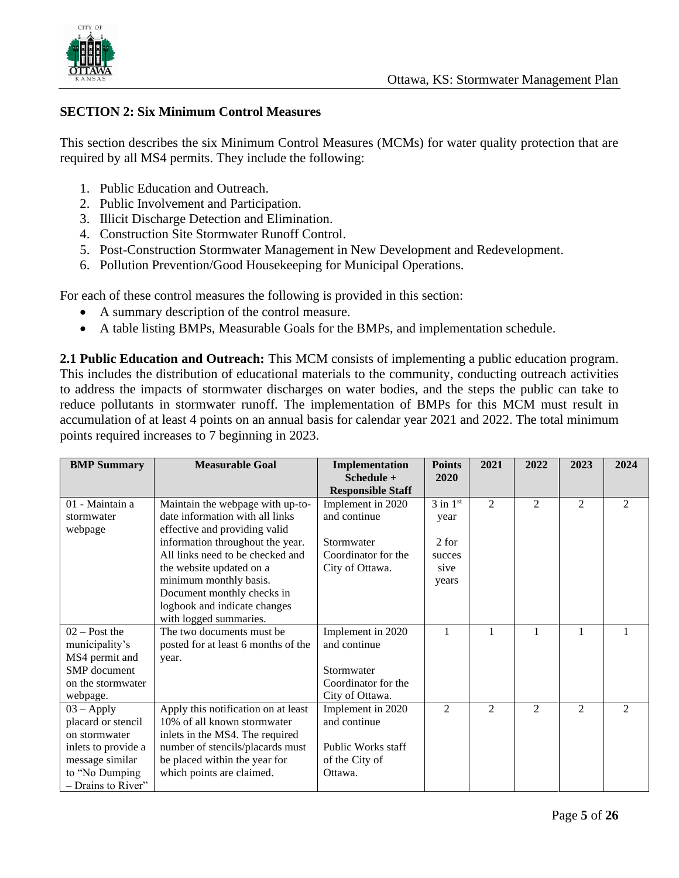## SECTION 2: Six Minimum Control Measures

This section describes the six Minimum Control Measures (MCMs) for water quality protection that are required by all MS4 permits. They include the following:

1. Public Education and Outreach.
2. Public Involvement and Participation.
3. Illicit Discharge Detection and Elimination.
4. Construction Site Stormwater Runoff Control.
5. Post-Construction Stormwater Management in New Development and Redevelopment.
6. Pollution Prevention/Good Housekeeping for Municipal Operations.

For each of these control measures the following is provided in this section:

- A summary description of the control measure.
- A table listing BMPs, Measurable Goals for the BMPs, and implementation schedule.

**2.1 Public Education and Outreach:** This MCM consists of implementing a public education program. This includes the distribution of educational materials to the community, conducting outreach activities to address the impacts of stormwater discharges on water bodies, and the steps the public can take to reduce pollutants in stormwater runoff. The implementation of BMPs for this MCM must result in accumulation of at least 4 points on an annual basis for calendar year 2021 and 2022. The total minimum points required increases to 7 beginning in 2023.

| BMP Summary | Measurable Goal | Implementation Schedule + Responsible Staff | Points 2020 | 2021 | 2022 | 2023 | 2024 |
|---|---|---|---|---|---|---|---|
| 01 - Maintain a stormwater webpage | Maintain the webpage with up-to-date information with all links effective and providing valid information throughout the year. All links need to be checked and the website updated on a minimum monthly basis. Document monthly checks in logbook and indicate changes with logged summaries. | Implement in 2020 and continue<br><br>Stormwater Coordinator for the City of Ottawa. | 3 in 1st year<br><br>2 for successive years | 2 | 2 | 2 | 2 |
| 02 – Post the municipality's MS4 permit and SMP document on the stormwater webpage. | The two documents must be posted for at least 6 months of the year. | Implement in 2020 and continue<br><br>Stormwater Coordinator for the City of Ottawa. | 1 | 1 | 1 | 1 | 1 |
| 03 – Apply placard or stencil on stormwater inlets to provide a message similar to "No Dumping – Drains to River" | Apply this notification on at least 10% of all known stormwater inlets in the MS4. The required number of stencils/placards must be placed within the year for which points are claimed. | Implement in 2020 and continue<br><br>Public Works staff of the City of Ottawa. | 2 | 2 | 2 | 2 | 2 |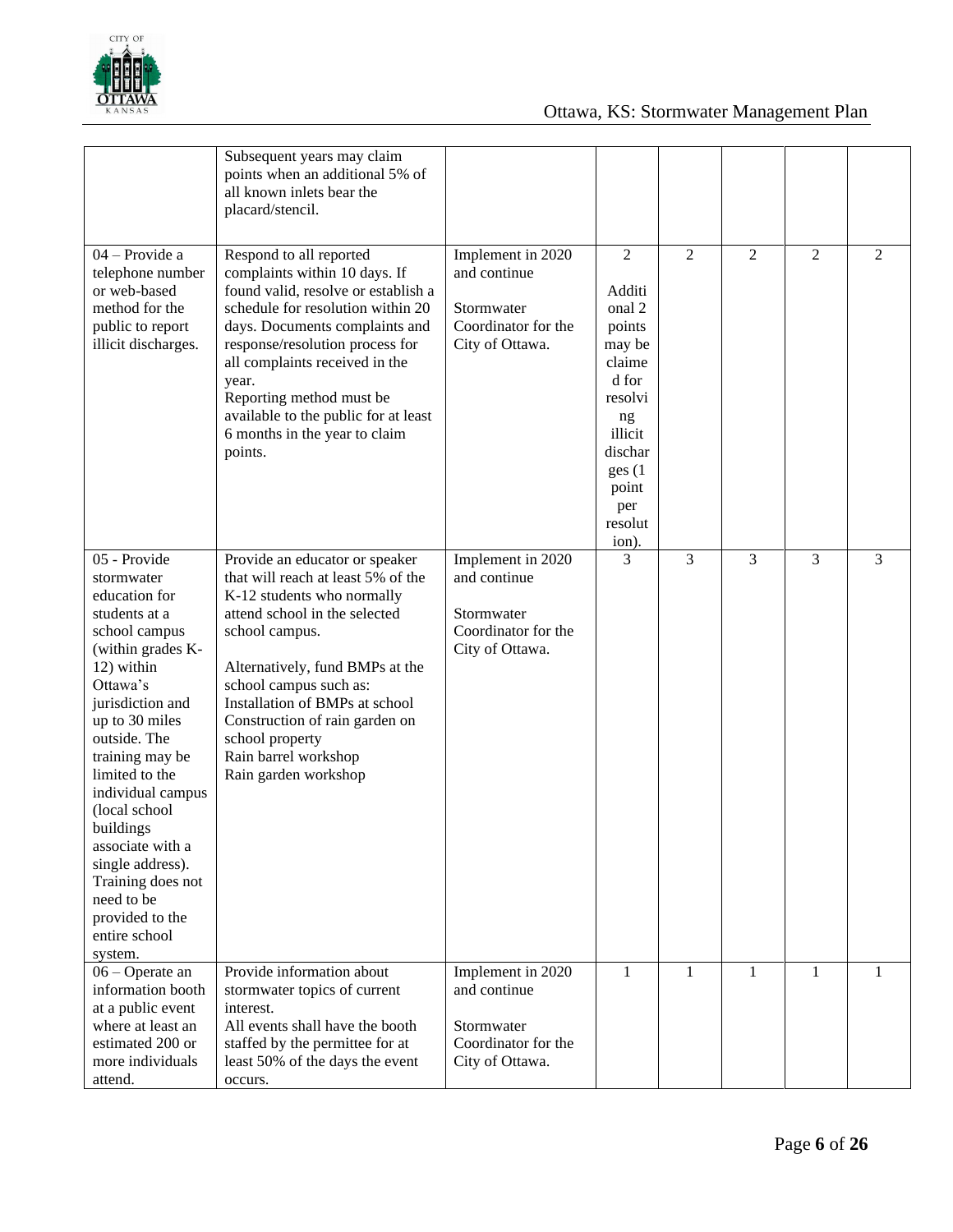| | | | | | | | |
|---|---|---|---|---|---|---|---|
| | Subsequent years may claim points when an additional 5% of all known inlets bear the placard/stencil. | | | | | | |
| 04 – Provide a telephone number or web-based method for the public to report illicit discharges. | Respond to all reported complaints within 10 days. If found valid, resolve or establish a schedule for resolution within 20 days. Documents complaints and response/resolution process for all complaints received in the year.<br>Reporting method must be available to the public for at least 6 months in the year to claim points. | Implement in 2020 and continue<br><br>Stormwater Coordinator for the City of Ottawa. | 2<br><br>Additional 2 points may be claimed for resolving illicit discharges (1 point per resolution). | 2 | 2 | 2 | 2 |
| 05 - Provide stormwater education for students at a school campus (within grades K-12) within Ottawa's jurisdiction and up to 30 miles outside. The training may be limited to the individual campus (local school buildings associate with a single address). Training does not need to be provided to the entire school system. | Provide an educator or speaker that will reach at least 5% of the K-12 students who normally attend school in the selected school campus.<br><br>Alternatively, fund BMPs at the school campus such as:<br>Installation of BMPs at school<br>Construction of rain garden on school property<br>Rain barrel workshop<br>Rain garden workshop | Implement in 2020 and continue<br><br>Stormwater Coordinator for the City of Ottawa. | 3 | 3 | 3 | 3 | 3 |
| 06 – Operate an information booth at a public event where at least an estimated 200 or more individuals attend. | Provide information about stormwater topics of current interest.<br>All events shall have the booth staffed by the permittee for at least 50% of the days the event occurs. | Implement in 2020 and continue<br><br>Stormwater Coordinator for the City of Ottawa. | 1 | 1 | 1 | 1 | 1 |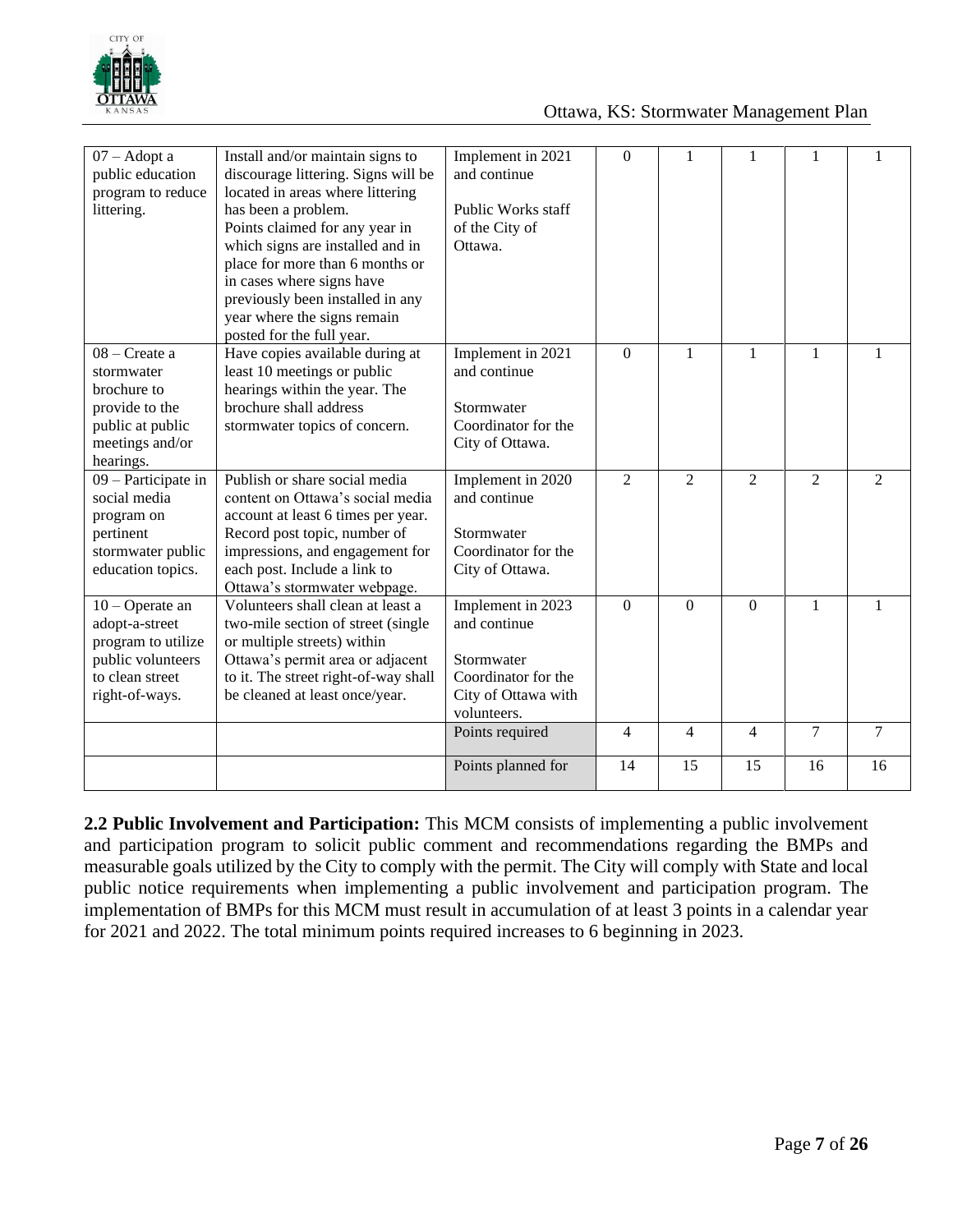| | | | | | | | |
|---|---|---|---|---|---|---|---|
| 07 – Adopt a public education program to reduce littering. | Install and/or maintain signs to discourage littering. Signs will be located in areas where littering has been a problem. Points claimed for any year in which signs are installed and in place for more than 6 months or in cases where signs have previously been installed in any year where the signs remain posted for the full year. | Implement in 2021 and continue<br><br>Public Works staff of the City of Ottawa. | 0 | 1 | 1 | 1 | 1 |
| 08 – Create a stormwater brochure to provide to the public at public meetings and/or hearings. | Have copies available during at least 10 meetings or public hearings within the year. The brochure shall address stormwater topics of concern. | Implement in 2021 and continue<br><br>Stormwater Coordinator for the City of Ottawa. | 0 | 1 | 1 | 1 | 1 |
| 09 – Participate in social media program on pertinent stormwater public education topics. | Publish or share social media content on Ottawa's social media account at least 6 times per year. Record post topic, number of impressions, and engagement for each post. Include a link to Ottawa's stormwater webpage. | Implement in 2020 and continue<br><br>Stormwater Coordinator for the City of Ottawa. | 2 | 2 | 2 | 2 | 2 |
| 10 – Operate an adopt-a-street program to utilize public volunteers to clean street right-of-ways. | Volunteers shall clean at least a two-mile section of street (single or multiple streets) within Ottawa's permit area or adjacent to it. The street right-of-way shall be cleaned at least once/year. | Implement in 2023 and continue<br><br>Stormwater Coordinator for the City of Ottawa with volunteers. | 0 | 0 | 0 | 1 | 1 |
| | | Points required | 4 | 4 | 4 | 7 | 7 |
| | | Points planned for | 14 | 15 | 15 | 16 | 16 |

**2.2 Public Involvement and Participation:** This MCM consists of implementing a public involvement and participation program to solicit public comment and recommendations regarding the BMPs and measurable goals utilized by the City to comply with the permit. The City will comply with State and local public notice requirements when implementing a public involvement and participation program. The implementation of BMPs for this MCM must result in accumulation of at least 3 points in a calendar year for 2021 and 2022. The total minimum points required increases to 6 beginning in 2023.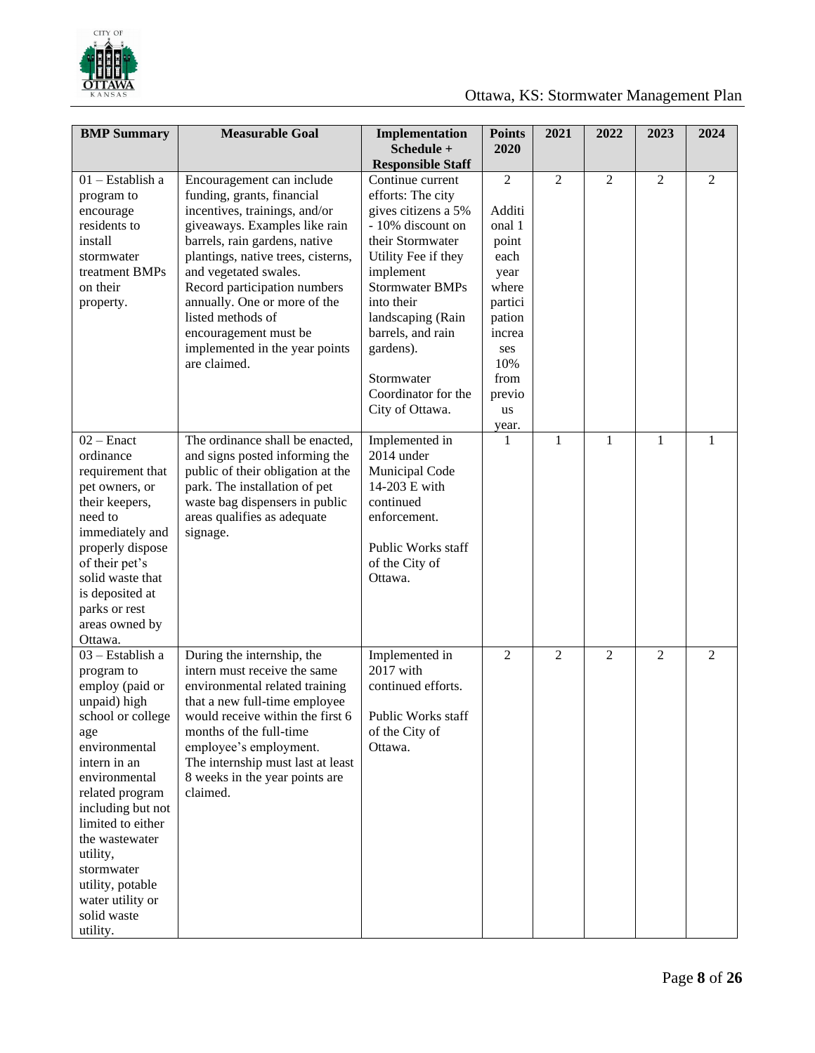| BMP Summary | Measurable Goal | Implementation Schedule + Responsible Staff | Points 2020 | 2021 | 2022 | 2023 | 2024 |
|---|---|---|---|---|---|---|---|
| 01 – Establish a program to encourage residents to install stormwater treatment BMPs on their property. | Encouragement can include funding, grants, financial incentives, trainings, and/or giveaways. Examples like rain barrels, rain gardens, native plantings, native trees, cisterns, and vegetated swales. Record participation numbers annually. One or more of the listed methods of encouragement must be implemented in the year points are claimed. | Continue current efforts: The city gives citizens a 5% - 10% discount on their Stormwater Utility Fee if they implement Stormwater BMPs into their landscaping (Rain barrels, and rain gardens).<br><br>Stormwater Coordinator for the City of Ottawa. | 2<br><br>Additional 1 point each year where participation increases 10% from previous year. | 2 | 2 | 2 | 2 |
| 02 – Enact ordinance requirement that pet owners, or their keepers, need to immediately and properly dispose of their pet's solid waste that is deposited at parks or rest areas owned by Ottawa. | The ordinance shall be enacted, and signs posted informing the public of their obligation at the park. The installation of pet waste bag dispensers in public areas qualifies as adequate signage. | Implemented in 2014 under Municipal Code 14-203 E with continued enforcement.<br><br>Public Works staff of the City of Ottawa. | 1 | 1 | 1 | 1 | 1 |
| 03 – Establish a program to employ (paid or unpaid) high school or college age environmental intern in an environmental related program including but not limited to either the wastewater utility, stormwater utility, potable water utility or solid waste utility. | During the internship, the intern must receive the same environmental related training that a new full-time employee would receive within the first 6 months of the full-time employee's employment. The internship must last at least 8 weeks in the year points are claimed. | Implemented in 2017 with continued efforts.<br><br>Public Works staff of the City of Ottawa. | 2 | 2 | 2 | 2 | 2 |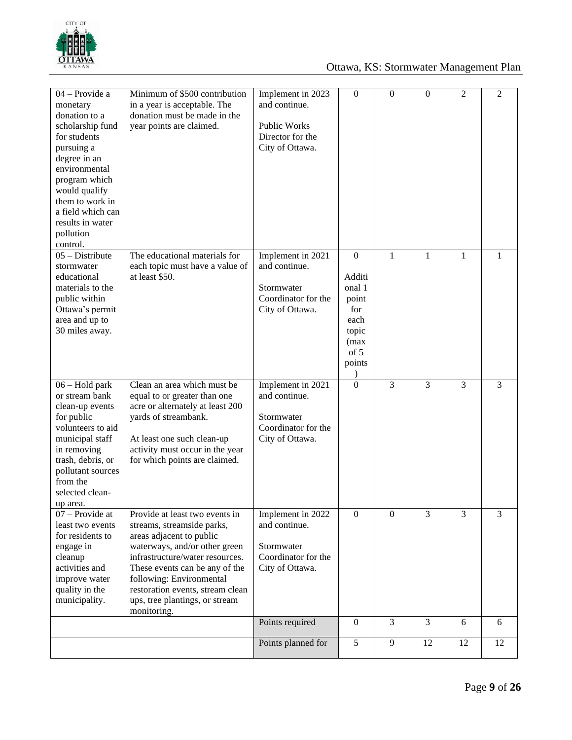| 04 – Provide a monetary donation to a scholarship fund for students pursuing a degree in an environmental program which would qualify them to work in a field which can results in water pollution control. | Minimum of $500 contribution in a year is acceptable. The donation must be made in the year points are claimed. | Implement in 2023 and continue.<br><br>Public Works Director for the City of Ottawa. | 0 | 0 | 0 | 2 | 2 |
|---|---|---|---|---|---|---|---|
| 05 – Distribute stormwater educational materials to the public within Ottawa's permit area and up to 30 miles away. | The educational materials for each topic must have a value of at least $50. | Implement in 2021 and continue.<br><br>Stormwater Coordinator for the City of Ottawa. | 0<br><br>Additional 1 point for each topic (max of 5 points) | 1 | 1 | 1 | 1 |
| 06 – Hold park or stream bank clean-up events for public volunteers to aid municipal staff in removing trash, debris, or pollutant sources from the selected clean-up area. | Clean an area which must be equal to or greater than one acre or alternately at least 200 yards of streambank.<br><br>At least one such clean-up activity must occur in the year for which points are claimed. | Implement in 2021 and continue.<br><br>Stormwater Coordinator for the City of Ottawa. | 0 | 3 | 3 | 3 | 3 |
| 07 – Provide at least two events for residents to engage in cleanup activities and improve water quality in the municipality. | Provide at least two events in streams, streamside parks, areas adjacent to public waterways, and/or other green infrastructure/water resources. These events can be any of the following: Environmental restoration events, stream clean ups, tree plantings, or stream monitoring. | Implement in 2022 and continue.<br><br>Stormwater Coordinator for the City of Ottawa. | 0 | 0 | 3 | 3 | 3 |
| | | Points required | 0 | 3 | 3 | 6 | 6 |
| | | Points planned for | 5 | 9 | 12 | 12 | 12 |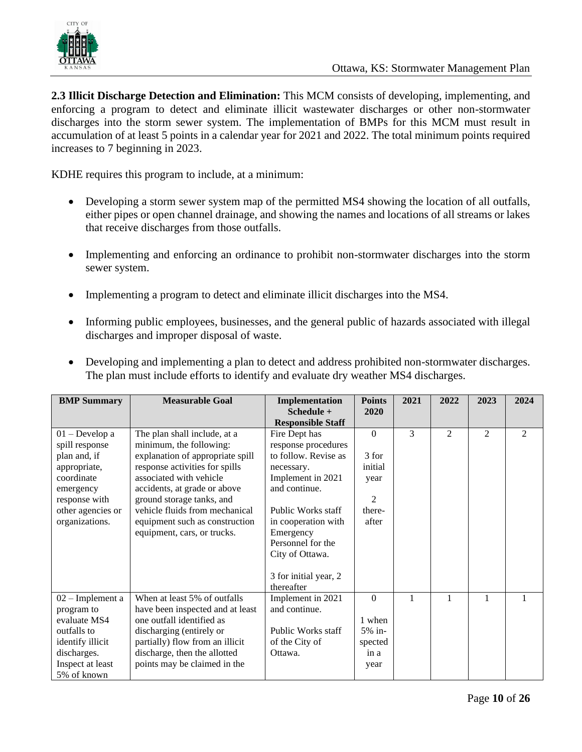**2.3 Illicit Discharge Detection and Elimination:** This MCM consists of developing, implementing, and enforcing a program to detect and eliminate illicit wastewater discharges or other non-stormwater discharges into the storm sewer system. The implementation of BMPs for this MCM must result in accumulation of at least 5 points in a calendar year for 2021 and 2022. The total minimum points required increases to 7 beginning in 2023.

KDHE requires this program to include, at a minimum:

- Developing a storm sewer system map of the permitted MS4 showing the location of all outfalls, either pipes or open channel drainage, and showing the names and locations of all streams or lakes that receive discharges from those outfalls.
- Implementing and enforcing an ordinance to prohibit non-stormwater discharges into the storm sewer system.
- Implementing a program to detect and eliminate illicit discharges into the MS4.
- Informing public employees, businesses, and the general public of hazards associated with illegal discharges and improper disposal of waste.
- Developing and implementing a plan to detect and address prohibited non-stormwater discharges. The plan must include efforts to identify and evaluate dry weather MS4 discharges.

| BMP Summary | Measurable Goal | Implementation Schedule + Responsible Staff | Points 2020 | 2021 | 2022 | 2023 | 2024 |
|---|---|---|---|---|---|---|---|
| 01 – Develop a spill response plan and, if appropriate, coordinate emergency response with other agencies or organizations. | The plan shall include, at a minimum, the following: explanation of appropriate spill response activities for spills associated with vehicle accidents, at grade or above ground storage tanks, and vehicle fluids from mechanical equipment such as construction equipment, cars, or trucks. | Fire Dept has response procedures to follow. Revise as necessary. Implement in 2021 and continue.<br><br>Public Works staff in cooperation with Emergency Personnel for the City of Ottawa.<br><br>3 for initial year, 2 thereafter | 0<br><br>3 for initial year<br><br>2 there-after | 3 | 2 | 2 | 2 |
| 02 – Implement a program to evaluate MS4 outfalls to identify illicit discharges. Inspect at least 5% of known | When at least 5% of outfalls have been inspected and at least one outfall identified as discharging (entirely or partially) flow from an illicit discharge, then the allotted points may be claimed in the | Implement in 2021 and continue.<br><br>Public Works staff of the City of Ottawa. | 0<br><br>1 when 5% in-spected in a year | 1 | 1 | 1 | 1 |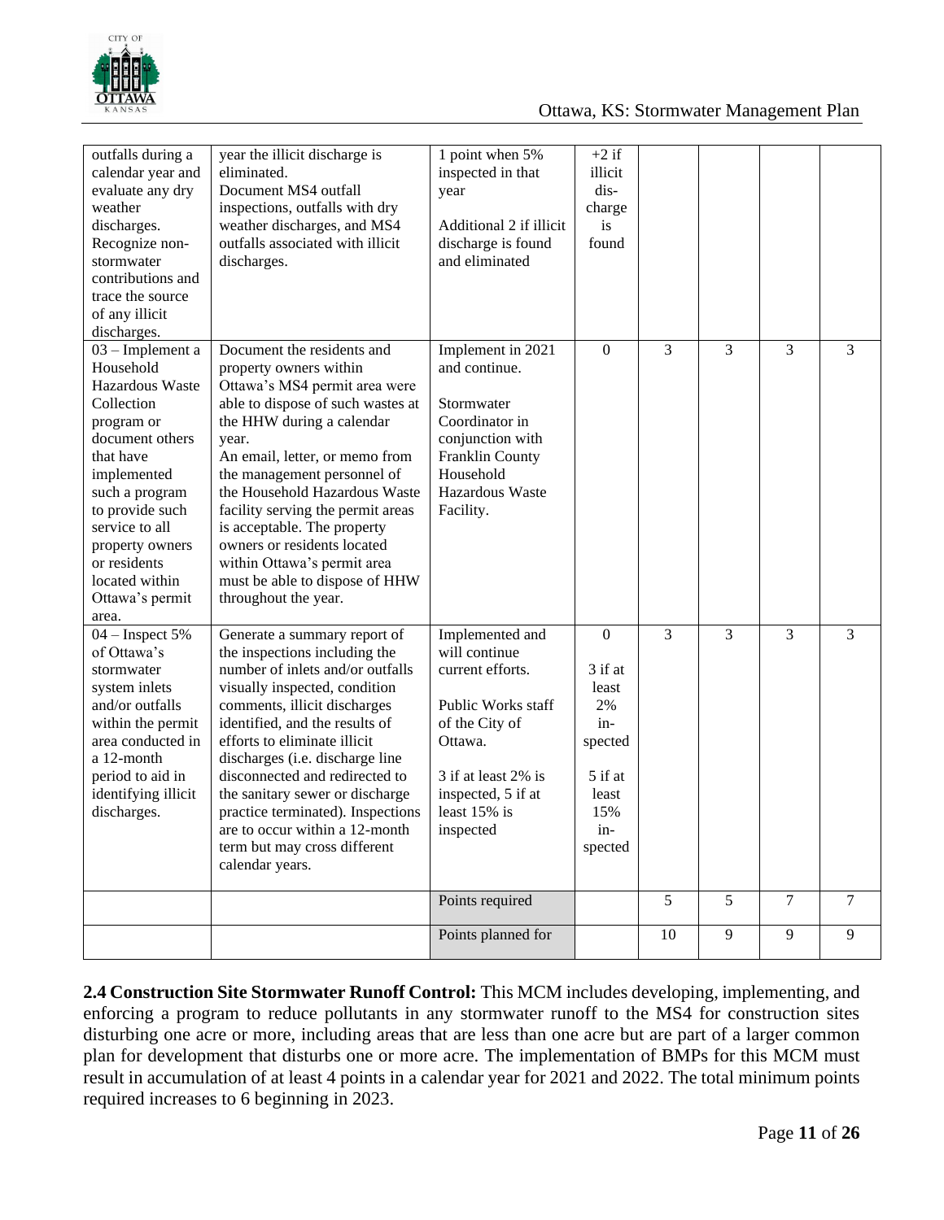| | | | | | | | |
|---|---|---|---|---|---|---|---|
| outfalls during a calendar year and evaluate any dry weather discharges. Recognize non-stormwater contributions and trace the source of any illicit discharges. | year the illicit discharge is eliminated. Document MS4 outfall inspections, outfalls with dry weather discharges, and MS4 outfalls associated with illicit discharges. | 1 point when 5% inspected in that year<br><br>Additional 2 if illicit discharge is found and eliminated | +2 if illicit dis-charge is found | | | | |
| 03 – Implement a Household Hazardous Waste Collection program or document others that have implemented such a program to provide such service to all property owners or residents located within Ottawa's permit area. | Document the residents and property owners within Ottawa's MS4 permit area were able to dispose of such wastes at the HHW during a calendar year. An email, letter, or memo from the management personnel of the Household Hazardous Waste facility serving the permit areas is acceptable. The property owners or residents located within Ottawa's permit area must be able to dispose of HHW throughout the year. | Implement in 2021 and continue.<br><br>Stormwater Coordinator in conjunction with Franklin County Household Hazardous Waste Facility. | 0 | 3 | 3 | 3 | 3 |
| 04 – Inspect 5% of Ottawa's stormwater system inlets and/or outfalls within the permit area conducted in a 12-month period to aid in identifying illicit discharges. | Generate a summary report of the inspections including the number of inlets and/or outfalls visually inspected, condition comments, illicit discharges identified, and the results of efforts to eliminate illicit discharges (i.e. discharge line disconnected and redirected to the sanitary sewer or discharge practice terminated). Inspections are to occur within a 12-month term but may cross different calendar years. | Implemented and will continue current efforts.<br><br>Public Works staff of the City of Ottawa.<br><br>3 if at least 2% is inspected, 5 if at least 15% is inspected | 0<br><br>3 if at least 2% in-spected<br><br>5 if at least 15% in-spected | 3 | 3 | 3 | 3 |
| | | Points required | | 5 | 5 | 7 | 7 |
| | | Points planned for | | 10 | 9 | 9 | 9 |

**2.4 Construction Site Stormwater Runoff Control:** This MCM includes developing, implementing, and enforcing a program to reduce pollutants in any stormwater runoff to the MS4 for construction sites disturbing one acre or more, including areas that are less than one acre but are part of a larger common plan for development that disturbs one or more acre. The implementation of BMPs for this MCM must result in accumulation of at least 4 points in a calendar year for 2021 and 2022. The total minimum points required increases to 6 beginning in 2023.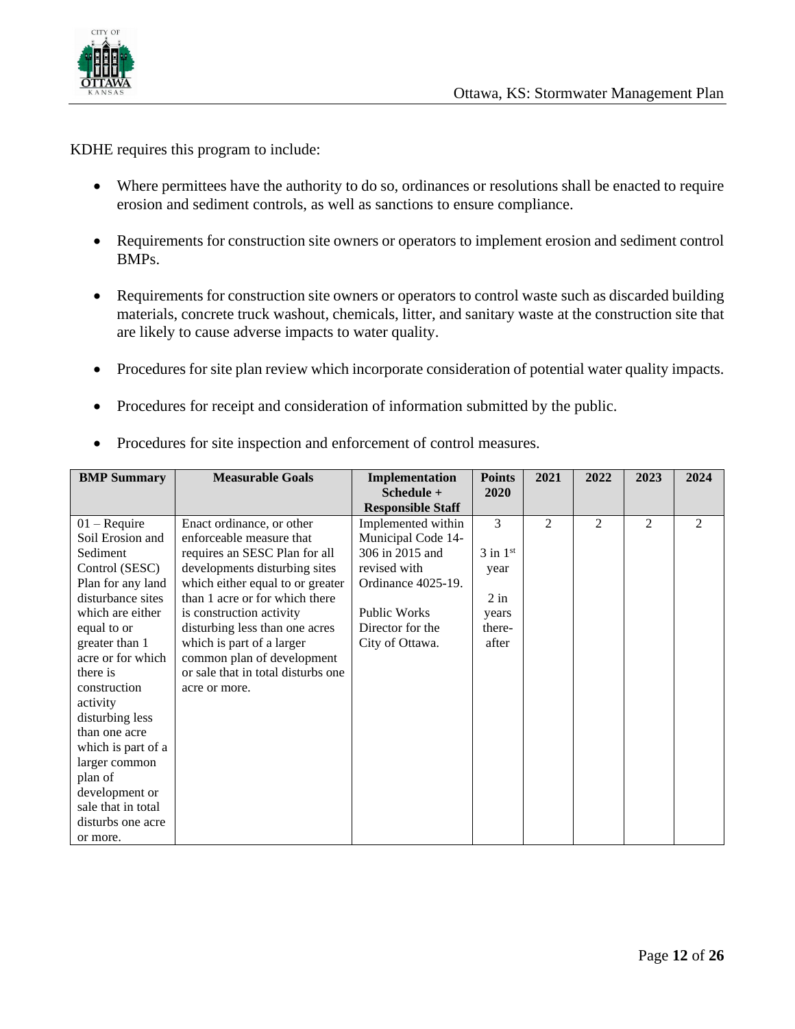KDHE requires this program to include:

- Where permittees have the authority to do so, ordinances or resolutions shall be enacted to require erosion and sediment controls, as well as sanctions to ensure compliance.
- Requirements for construction site owners or operators to implement erosion and sediment control BMPs.
- Requirements for construction site owners or operators to control waste such as discarded building materials, concrete truck washout, chemicals, litter, and sanitary waste at the construction site that are likely to cause adverse impacts to water quality.
- Procedures for site plan review which incorporate consideration of potential water quality impacts.
- Procedures for receipt and consideration of information submitted by the public.
- Procedures for site inspection and enforcement of control measures.

| BMP Summary | Measurable Goals | Implementation Schedule + Responsible Staff | Points 2020 | 2021 | 2022 | 2023 | 2024 |
|---|---|---|---|---|---|---|---|
| 01 – Require Soil Erosion and Sediment Control (SESC) Plan for any land disturbance sites which are either equal to or greater than 1 acre or for which there is construction activity disturbing less than one acre which is part of a larger common plan of development or sale that in total disturbs one acre or more. | Enact ordinance, or other enforceable measure that requires an SESC Plan for all developments disturbing sites which either equal to or greater than 1 acre or for which there is construction activity disturbing less than one acres which is part of a larger common plan of development or sale that in total disturbs one acre or more. | Implemented within Municipal Code 14-306 in 2015 and revised with Ordinance 4025-19.<br><br>Public Works Director for the City of Ottawa. | 3<br><br>3 in 1st year<br><br>2 in years there-after | 2 | 2 | 2 | 2 |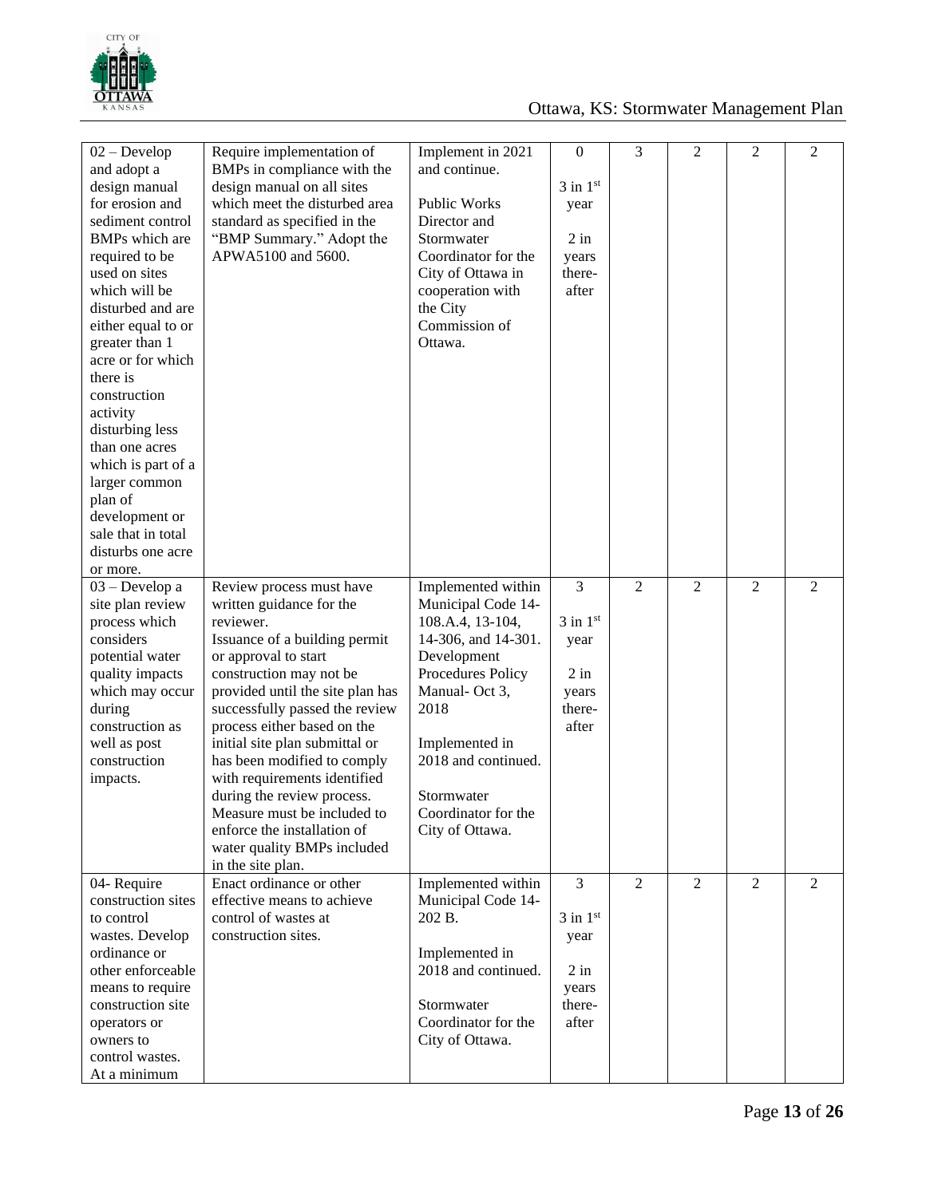| | | | | | | | |
|---|---|---|---|---|---|---|---|
| 02 – Develop and adopt a design manual for erosion and sediment control BMPs which are required to be used on sites which will be disturbed and are either equal to or greater than 1 acre or for which there is construction activity disturbing less than one acres which is part of a larger common plan of development or sale that in total disturbs one acre or more. | Require implementation of BMPs in compliance with the design manual on all sites which meet the disturbed area standard as specified in the "BMP Summary." Adopt the APWA5100 and 5600. | Implement in 2021 and continue.<br><br>Public Works Director and Stormwater Coordinator for the City of Ottawa in cooperation with the City Commission of Ottawa. | 0<br><br>3 in 1st year<br><br>2 in years there-after | 3 | 2 | 2 | 2 |
| 03 – Develop a site plan review process which considers potential water quality impacts which may occur during construction as well as post construction impacts. | Review process must have written guidance for the reviewer.<br>Issuance of a building permit or approval to start construction may not be provided until the site plan has successfully passed the review process either based on the initial site plan submittal or has been modified to comply with requirements identified during the review process.<br>Measure must be included to enforce the installation of water quality BMPs included in the site plan. | Implemented within Municipal Code 14-108.A.4, 13-104, 14-306, and 14-301. Development Procedures Policy Manual- Oct 3, 2018<br><br>Implemented in 2018 and continued.<br><br>Stormwater Coordinator for the City of Ottawa. | 3<br><br>3 in 1st year<br><br>2 in years there-after | 2 | 2 | 2 | 2 |
| 04- Require construction sites to control wastes. Develop ordinance or other enforceable means to require construction site operators or owners to control wastes. At a minimum | Enact ordinance or other effective means to achieve control of wastes at construction sites. | Implemented within Municipal Code 14-202 B.<br><br>Implemented in 2018 and continued.<br><br>Stormwater Coordinator for the City of Ottawa. | 3<br><br>3 in 1st year<br><br>2 in years there-after | 2 | 2 | 2 | 2 |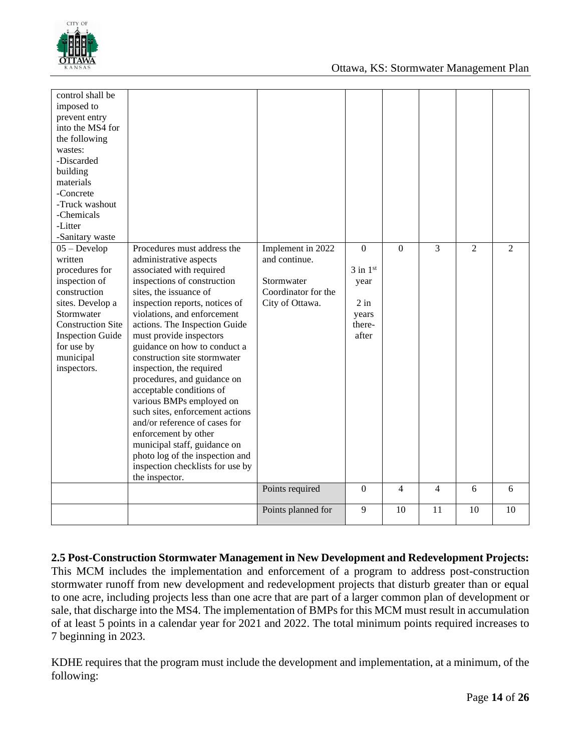| | | | | | | | |
|---|---|---|---|---|---|---|---|
| control shall be imposed to prevent entry into the MS4 for the following wastes:<br>-Discarded building materials<br>-Concrete<br>-Truck washout<br>-Chemicals<br>-Litter<br>-Sanitary waste | | | | | | | |
| 05 – Develop written procedures for inspection of construction sites. Develop a Stormwater Construction Site Inspection Guide for use by municipal inspectors. | Procedures must address the administrative aspects associated with required inspections of construction sites, the issuance of inspection reports, notices of violations, and enforcement actions. The Inspection Guide must provide inspectors guidance on how to conduct a construction site stormwater inspection, the required procedures, and guidance on acceptable conditions of various BMPs employed on such sites, enforcement actions and/or reference of cases for enforcement by other municipal staff, guidance on photo log of the inspection and inspection checklists for use by the inspector. | Implement in 2022 and continue.<br><br>Stormwater Coordinator for the City of Ottawa. | 0<br><br>3 in 1st year<br><br>2 in years there-after | 0 | 3 | 2 | 2 |
| | | Points required | 0 | 4 | 4 | 6 | 6 |
| | | Points planned for | 9 | 10 | 11 | 10 | 10 |

**2.5 Post-Construction Stormwater Management in New Development and Redevelopment Projects:** This MCM includes the implementation and enforcement of a program to address post-construction stormwater runoff from new development and redevelopment projects that disturb greater than or equal to one acre, including projects less than one acre that are part of a larger common plan of development or sale, that discharge into the MS4. The implementation of BMPs for this MCM must result in accumulation of at least 5 points in a calendar year for 2021 and 2022. The total minimum points required increases to 7 beginning in 2023.

KDHE requires that the program must include the development and implementation, at a minimum, of the following: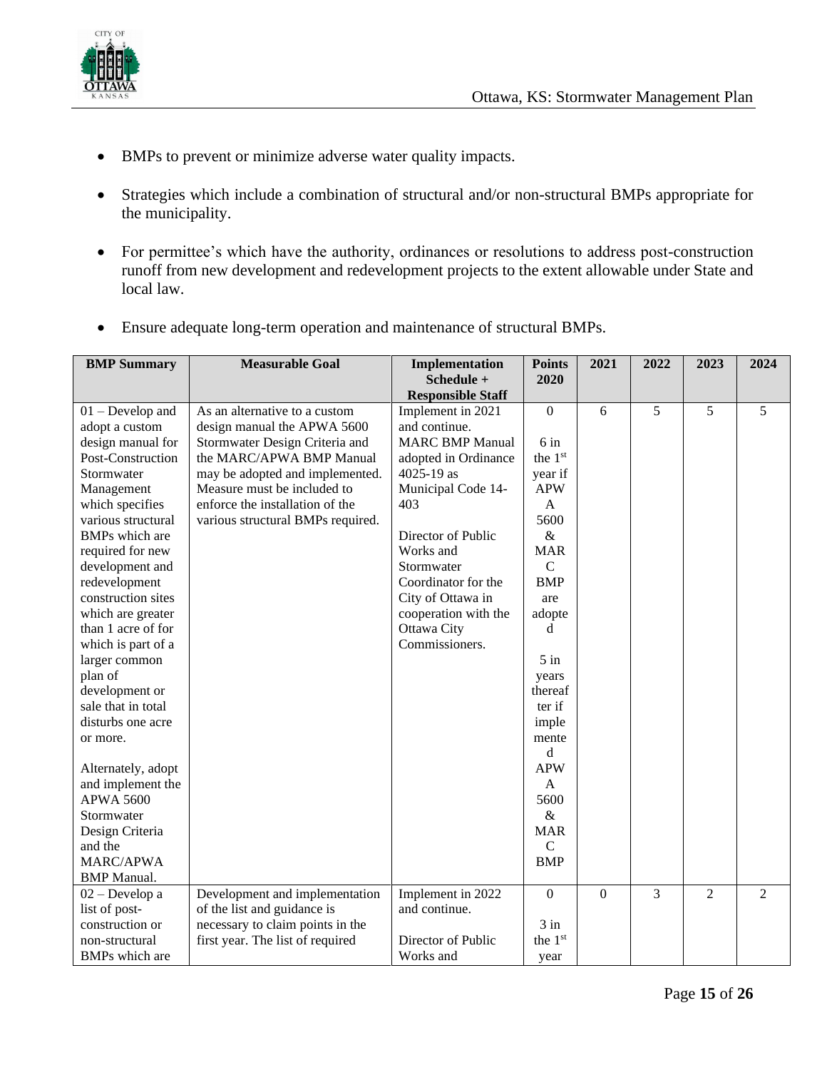- BMPs to prevent or minimize adverse water quality impacts.
- Strategies which include a combination of structural and/or non-structural BMPs appropriate for the municipality.
- For permittee's which have the authority, ordinances or resolutions to address post-construction runoff from new development and redevelopment projects to the extent allowable under State and local law.
- Ensure adequate long-term operation and maintenance of structural BMPs.

| BMP Summary | Measurable Goal | Implementation Schedule + Responsible Staff | Points 2020 | 2021 | 2022 | 2023 | 2024 |
|---|---|---|---|---|---|---|---|
| 01 – Develop and adopt a custom design manual for Post-Construction Stormwater Management which specifies various structural BMPs which are required for new development and redevelopment construction sites which are greater than 1 acre of for which is part of a larger common plan of development or sale that in total disturbs one acre or more.<br><br>Alternately, adopt and implement the APWA 5600 Stormwater Design Criteria and the MARC/APWA BMP Manual. | As an alternative to a custom design manual the APWA 5600 Stormwater Design Criteria and the MARC/APWA BMP Manual may be adopted and implemented. Measure must be included to enforce the installation of the various structural BMPs required. | Implement in 2021 and continue. MARC BMP Manual adopted in Ordinance 4025-19 as Municipal Code 14-403<br><br>Director of Public Works and Stormwater Coordinator for the City of Ottawa in cooperation with the Ottawa City Commissioners. | 0<br><br>6 in the 1st year if APWA 5600 & MARC BMP are adopted<br><br>5 in years thereafter if implemented APWA 5600 & MARC BMP | 6 | 5 | 5 | 5 |
| 02 – Develop a list of post-construction or non-structural BMPs which are | Development and implementation of the list and guidance is necessary to claim points in the first year. The list of required | Implement in 2022 and continue.<br><br>Director of Public Works and | 0<br><br>3 in the 1st year | 0 | 3 | 2 | 2 |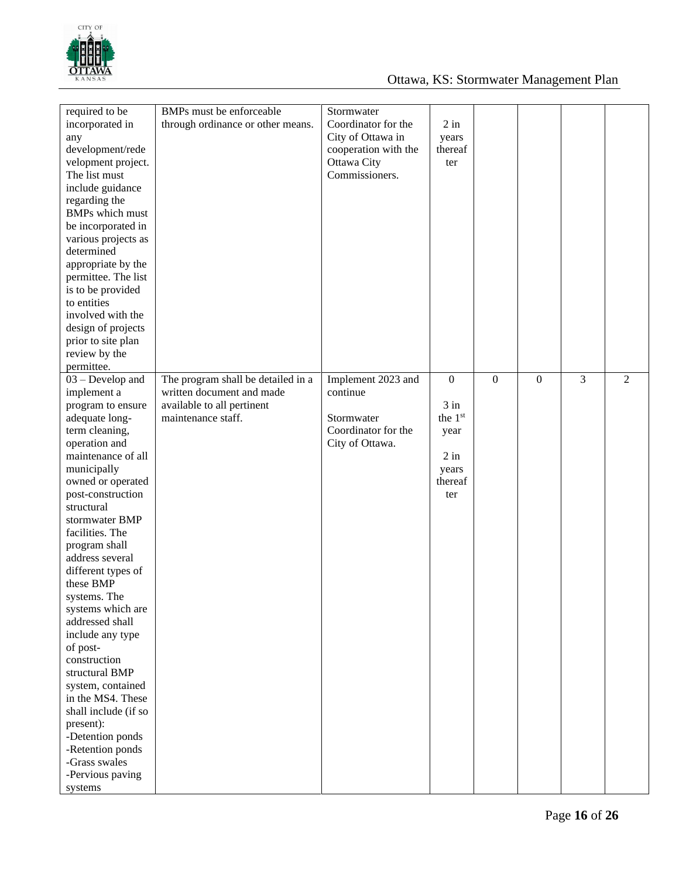| | | | | | | | |
|---|---|---|---|---|---|---|---|
| required to be incorporated in any development/redevelopment project. The list must include guidance regarding the BMPs which must be incorporated in various projects as determined appropriate by the permittee. The list is to be provided to entities involved with the design of projects prior to site plan review by the permittee. | BMPs must be enforceable through ordinance or other means. | Stormwater Coordinator for the City of Ottawa in cooperation with the Ottawa City Commissioners. | 2 in years thereafter | | | | |
| 03 – Develop and implement a program to ensure adequate long-term cleaning, operation and maintenance of all municipally owned or operated post-construction structural stormwater BMP facilities. The program shall address several different types of these BMP systems. The systems which are addressed shall include any type of post-construction structural BMP system, contained in the MS4. These shall include (if so present):<br>-Detention ponds<br>-Retention ponds<br>-Grass swales<br>-Pervious paving systems | The program shall be detailed in a written document and made available to all pertinent maintenance staff. | Implement 2023 and continue<br><br>Stormwater Coordinator for the City of Ottawa. | 0<br><br>3 in the 1st year<br><br>2 in years thereafter | 0 | 0 | 3 | 2 |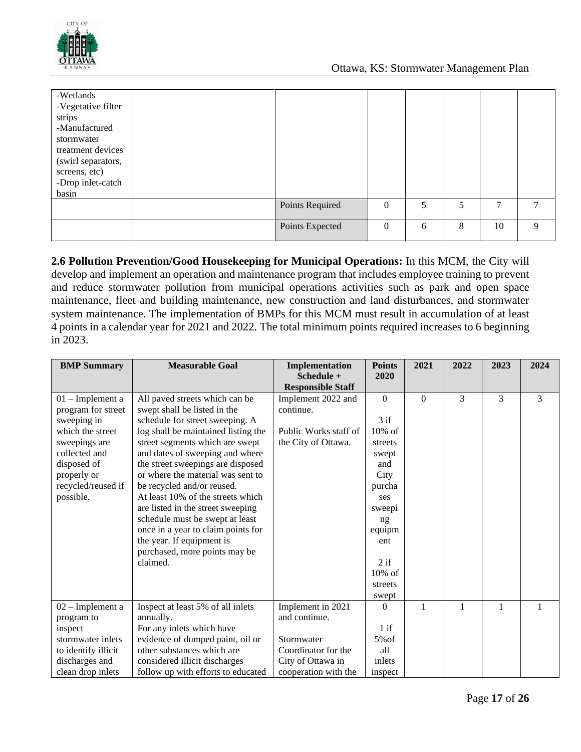| | | | | | | | |
|---|---|---|---|---|---|---|---|
| -Wetlands<br>-Vegetative filter strips<br>-Manufactured stormwater treatment devices (swirl separators, screens, etc)<br>-Drop inlet-catch basin | | | | | | | |
| | | Points Required | 0 | 5 | 5 | 7 | 7 |
| | | Points Expected | 0 | 6 | 8 | 10 | 9 |

**2.6 Pollution Prevention/Good Housekeeping for Municipal Operations:** In this MCM, the City will develop and implement an operation and maintenance program that includes employee training to prevent and reduce stormwater pollution from municipal operations activities such as park and open space maintenance, fleet and building maintenance, new construction and land disturbances, and stormwater system maintenance. The implementation of BMPs for this MCM must result in accumulation of at least 4 points in a calendar year for 2021 and 2022. The total minimum points required increases to 6 beginning in 2023.

| BMP Summary | Measurable Goal | Implementation Schedule + Responsible Staff | Points 2020 | 2021 | 2022 | 2023 | 2024 |
|---|---|---|---|---|---|---|---|
| 01 – Implement a program for street sweeping in which the street sweepings are collected and disposed of properly or recycled/reused if possible. | All paved streets which can be swept shall be listed in the schedule for street sweeping. A log shall be maintained listing the street segments which are swept and dates of sweeping and where the street sweepings are disposed or where the material was sent to be recycled and/or reused.<br>At least 10% of the streets which are listed in the street sweeping schedule must be swept at least once in a year to claim points for the year. If equipment is purchased, more points may be claimed. | Implement 2022 and continue.<br><br>Public Works staff of the City of Ottawa. | 0<br><br>3 if 10% of streets swept and City purchases sweeping equipment<br><br>2 if 10% of streets swept | 0 | 3 | 3 | 3 |
| 02 – Implement a program to inspect stormwater inlets to identify illicit discharges and clean drop inlets | Inspect at least 5% of all inlets annually.<br>For any inlets which have evidence of dumped paint, oil or other substances which are considered illicit discharges follow up with efforts to educated | Implement in 2021 and continue.<br><br>Stormwater Coordinator for the City of Ottawa in cooperation with the | 0<br><br>1 if 5%of all inlets inspect | 1 | 1 | 1 | 1 |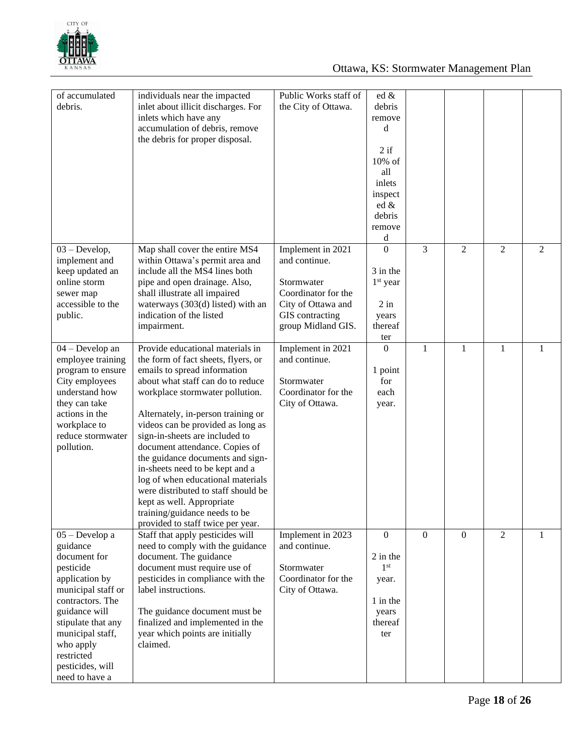| | | | | | | | |
|---|---|---|---|---|---|---|---|
| of accumulated debris. | individuals near the impacted inlet about illicit discharges. For inlets which have any accumulation of debris, remove the debris for proper disposal. | Public Works staff of the City of Ottawa. | ed & debris removed<br><br>2 if 10% of all inlets inspected & debris removed | | | | |
| 03 – Develop, implement and keep updated an online storm sewer map accessible to the public. | Map shall cover the entire MS4 within Ottawa's permit area and include all the MS4 lines both pipe and open drainage. Also, shall illustrate all impaired waterways (303(d) listed) with an indication of the listed impairment. | Implement in 2021 and continue.<br><br>Stormwater Coordinator for the City of Ottawa and GIS contracting group Midland GIS. | 0<br><br>3 in the 1st year<br><br>2 in years thereafter | 3 | 2 | 2 | 2 |
| 04 – Develop an employee training program to ensure City employees understand how they can take actions in the workplace to reduce stormwater pollution. | Provide educational materials in the form of fact sheets, flyers, or emails to spread information about what staff can do to reduce workplace stormwater pollution.<br><br>Alternately, in-person training or videos can be provided as long as sign-in-sheets are included to document attendance. Copies of the guidance documents and sign-in-sheets need to be kept and a log of when educational materials were distributed to staff should be kept as well. Appropriate training/guidance needs to be provided to staff twice per year. | Implement in 2021 and continue.<br><br>Stormwater Coordinator for the City of Ottawa. | 0<br><br>1 point for each year. | 1 | 1 | 1 | 1 |
| 05 – Develop a guidance document for pesticide application by municipal staff or contractors. The guidance will stipulate that any municipal staff, who apply restricted pesticides, will need to have a | Staff that apply pesticides will need to comply with the guidance document. The guidance document must require use of pesticides in compliance with the label instructions.<br><br>The guidance document must be finalized and implemented in the year which points are initially claimed. | Implement in 2023 and continue.<br><br>Stormwater Coordinator for the City of Ottawa. | 0<br><br>2 in the 1st year.<br><br>1 in the years thereafter | 0 | 0 | 2 | 1 |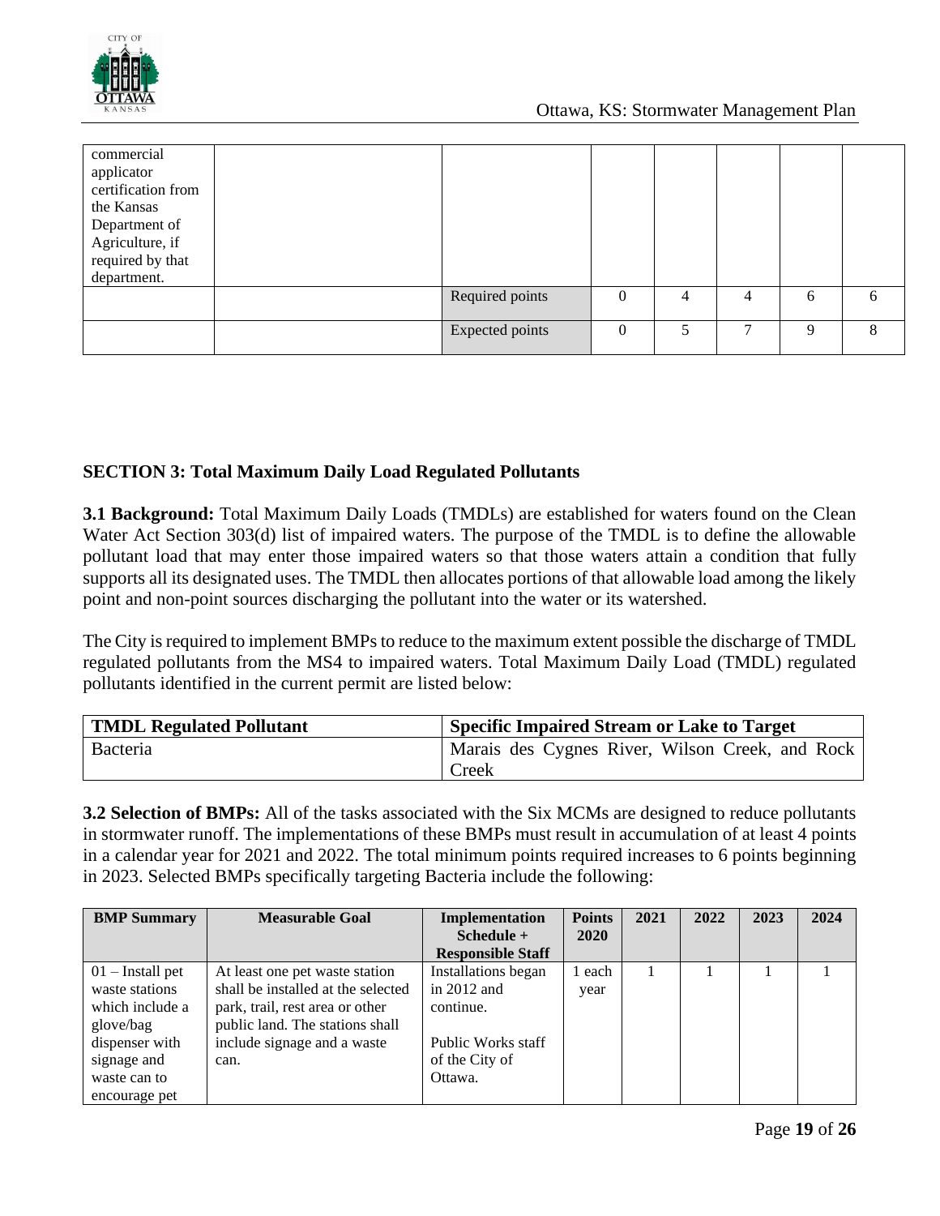| | | | | | | | |
|---|---|---|---|---|---|---|---|
| commercial applicator certification from the Kansas Department of Agriculture, if required by that department. | | | | | | | |
| | | Required points | 0 | 4 | 4 | 6 | 6 |
| | | Expected points | 0 | 5 | 7 | 9 | 8 |

**SECTION 3: Total Maximum Daily Load Regulated Pollutants**

**3.1 Background:** Total Maximum Daily Loads (TMDLs) are established for waters found on the Clean Water Act Section 303(d) list of impaired waters. The purpose of the TMDL is to define the allowable pollutant load that may enter those impaired waters so that those waters attain a condition that fully supports all its designated uses. The TMDL then allocates portions of that allowable load among the likely point and non-point sources discharging the pollutant into the water or its watershed.

The City is required to implement BMPs to reduce to the maximum extent possible the discharge of TMDL regulated pollutants from the MS4 to impaired waters. Total Maximum Daily Load (TMDL) regulated pollutants identified in the current permit are listed below:

| TMDL Regulated Pollutant | Specific Impaired Stream or Lake to Target |
|---|---|
| Bacteria | Marais des Cygnes River, Wilson Creek, and Rock Creek |

**3.2 Selection of BMPs:** All of the tasks associated with the Six MCMs are designed to reduce pollutants in stormwater runoff. The implementations of these BMPs must result in accumulation of at least 4 points in a calendar year for 2021 and 2022. The total minimum points required increases to 6 points beginning in 2023. Selected BMPs specifically targeting Bacteria include the following:

| BMP Summary | Measurable Goal | Implementation Schedule + Responsible Staff | Points 2020 | 2021 | 2022 | 2023 | 2024 |
|---|---|---|---|---|---|---|---|
| 01 – Install pet waste stations which include a glove/bag dispenser with signage and waste can to encourage pet | At least one pet waste station shall be installed at the selected park, trail, rest area or other public land. The stations shall include signage and a waste can. | Installations began in 2012 and continue.<br><br>Public Works staff of the City of Ottawa. | 1 each year | 1 | 1 | 1 | 1 |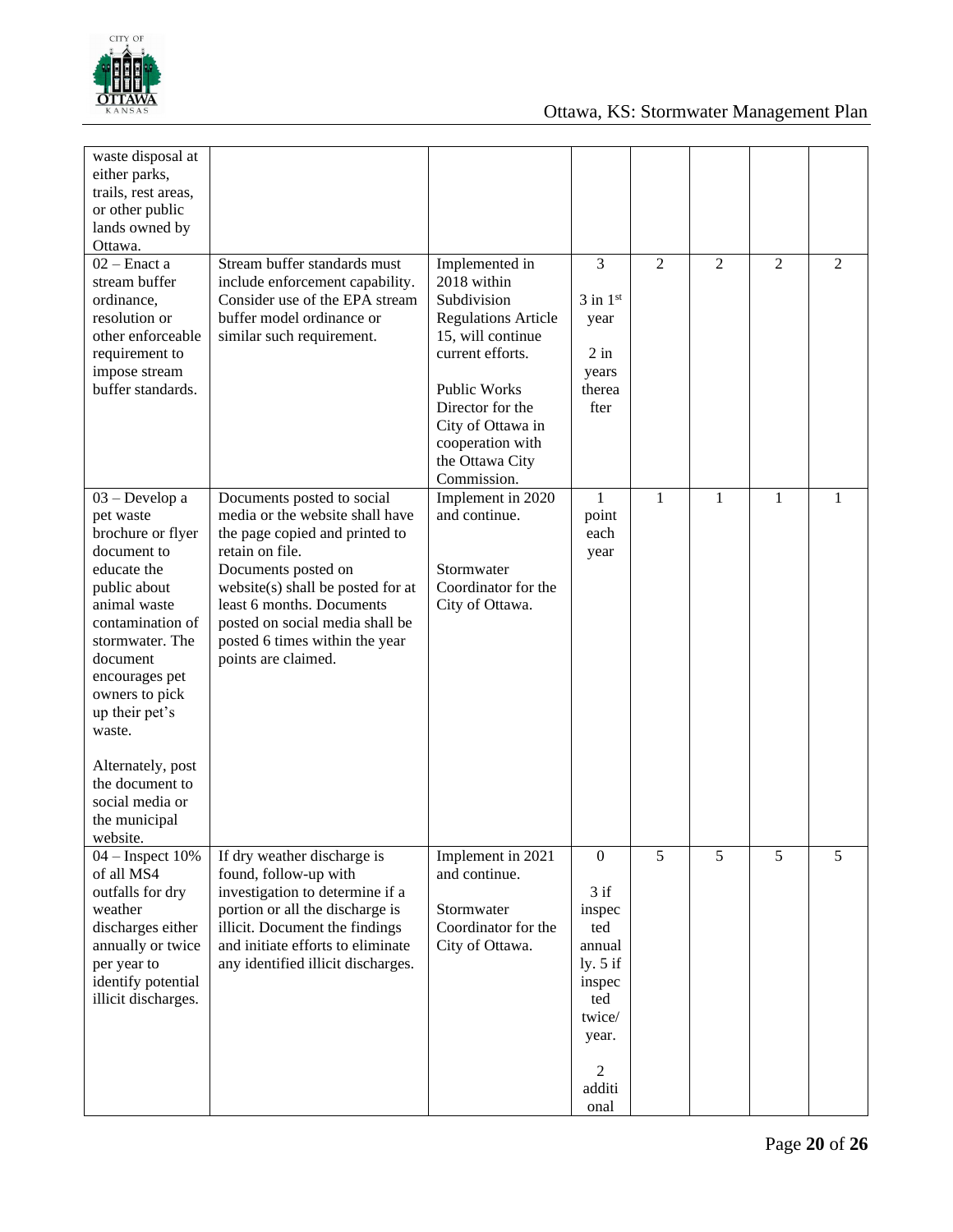| | | | | | | | |
|---|---|---|---|---|---|---|---|
| waste disposal at either parks, trails, rest areas, or other public lands owned by Ottawa. | | | | | | | |
| 02 – Enact a stream buffer ordinance, resolution or other enforceable requirement to impose stream buffer standards. | Stream buffer standards must include enforcement capability. Consider use of the EPA stream buffer model ordinance or similar such requirement. | Implemented in 2018 within Subdivision Regulations Article 15, will continue current efforts.<br><br>Public Works Director for the City of Ottawa in cooperation with the Ottawa City Commission. | 3<br><br>3 in 1st year<br><br>2 in years thereafter | 2 | 2 | 2 | 2 |
| 03 – Develop a pet waste brochure or flyer document to educate the public about animal waste contamination of stormwater. The document encourages pet owners to pick up their pet's waste.<br><br>Alternately, post the document to social media or the municipal website. | Documents posted to social media or the website shall have the page copied and printed to retain on file.<br>Documents posted on website(s) shall be posted for at least 6 months. Documents posted on social media shall be posted 6 times within the year points are claimed. | Implement in 2020 and continue.<br><br>Stormwater Coordinator for the City of Ottawa. | 1 point each year | 1 | 1 | 1 | 1 |
| 04 – Inspect 10% of all MS4 outfalls for dry weather discharges either annually or twice per year to identify potential illicit discharges. | If dry weather discharge is found, follow-up with investigation to determine if a portion or all the discharge is illicit. Document the findings and initiate efforts to eliminate any identified illicit discharges. | Implement in 2021 and continue.<br><br>Stormwater Coordinator for the City of Ottawa. | 0<br><br>3 if inspected annually. 5 if inspected twice/year.<br><br>2 additional | 5 | 5 | 5 | 5 |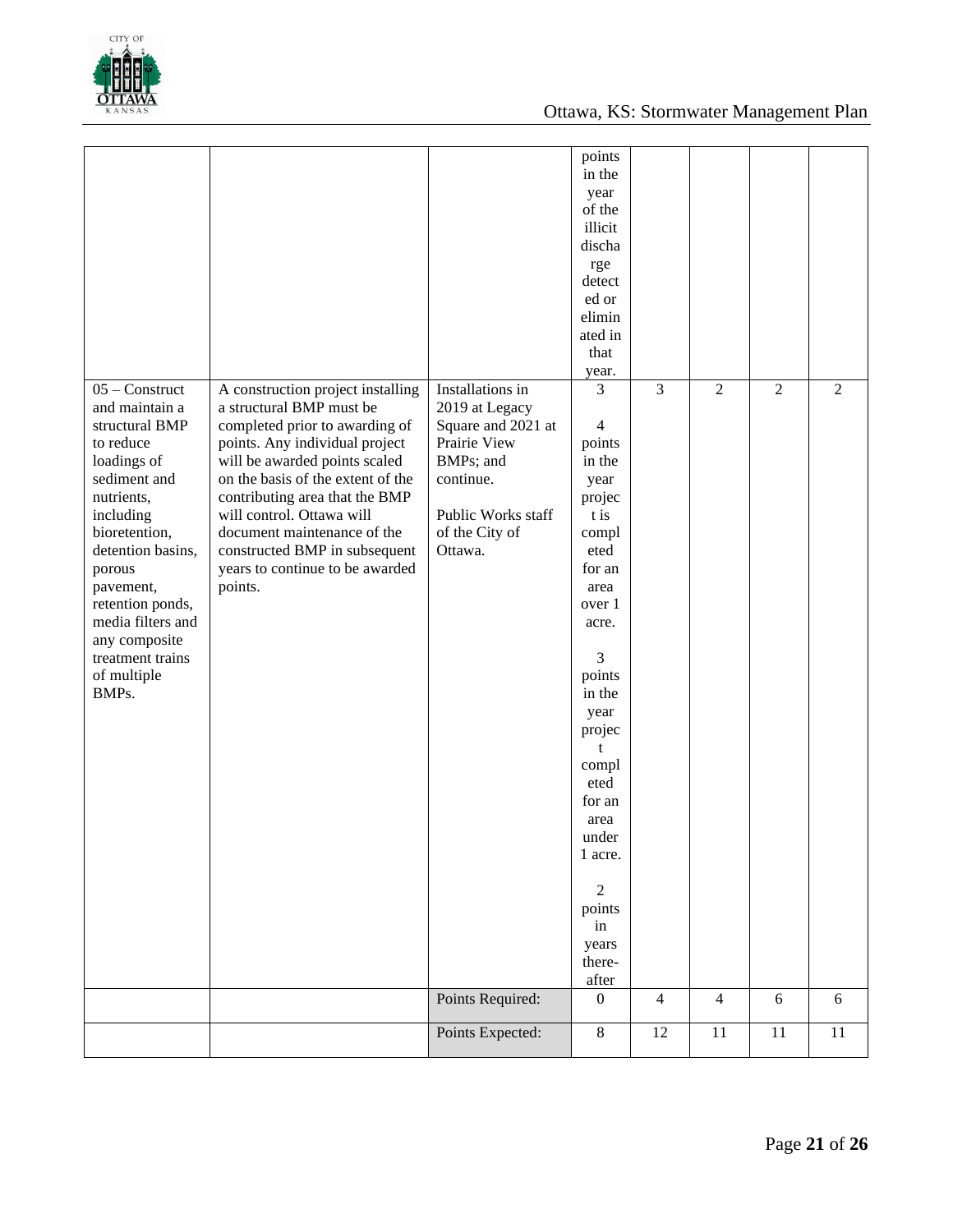| | | | | | | | |
|---|---|---|---|---|---|---|---|
| | | | points in the year of the illicit discharge detected or eliminated in that year. | | | | |
| 05 – Construct and maintain a structural BMP to reduce loadings of sediment and nutrients, including bioretention, detention basins, porous pavement, retention ponds, media filters and any composite treatment trains of multiple BMPs. | A construction project installing a structural BMP must be completed prior to awarding of points. Any individual project will be awarded points scaled on the basis of the extent of the contributing area that the BMP will control. Ottawa will document maintenance of the constructed BMP in subsequent years to continue to be awarded points. | Installations in 2019 at Legacy Square and 2021 at Prairie View BMPs; and continue.<br><br>Public Works staff of the City of Ottawa. | 3<br><br>4 points in the year project is completed for an area over 1 acre.<br><br>3 points in the year project completed for an area under 1 acre.<br><br>2 points in years there-after | 3 | 2 | 2 | 2 |
| | | Points Required: | 0 | 4 | 4 | 6 | 6 |
| | | Points Expected: | 8 | 12 | 11 | 11 | 11 |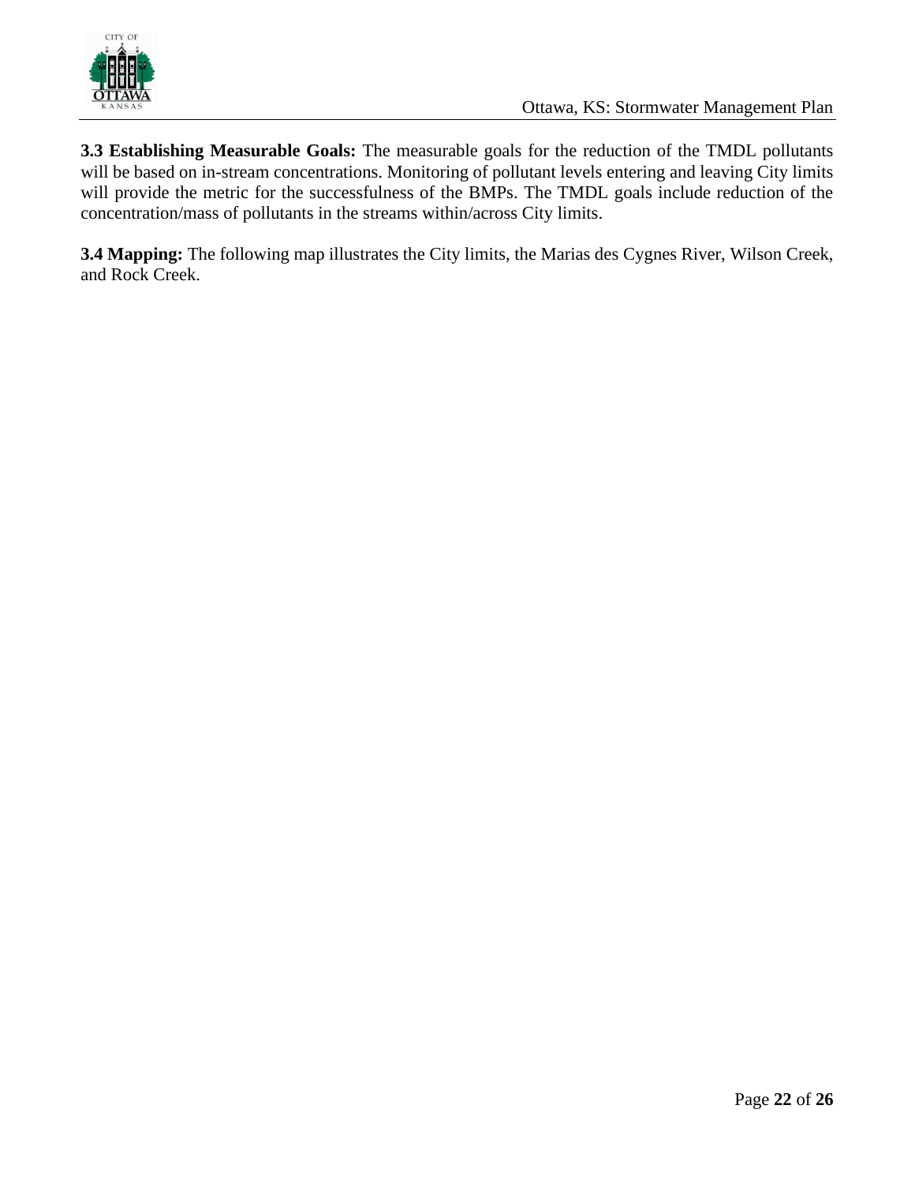**3.3 Establishing Measurable Goals:** The measurable goals for the reduction of the TMDL pollutants will be based on in-stream concentrations. Monitoring of pollutant levels entering and leaving City limits will provide the metric for the successfulness of the BMPs. The TMDL goals include reduction of the concentration/mass of pollutants in the streams within/across City limits.

**3.4 Mapping:** The following map illustrates the City limits, the Marias des Cygnes River, Wilson Creek, and Rock Creek.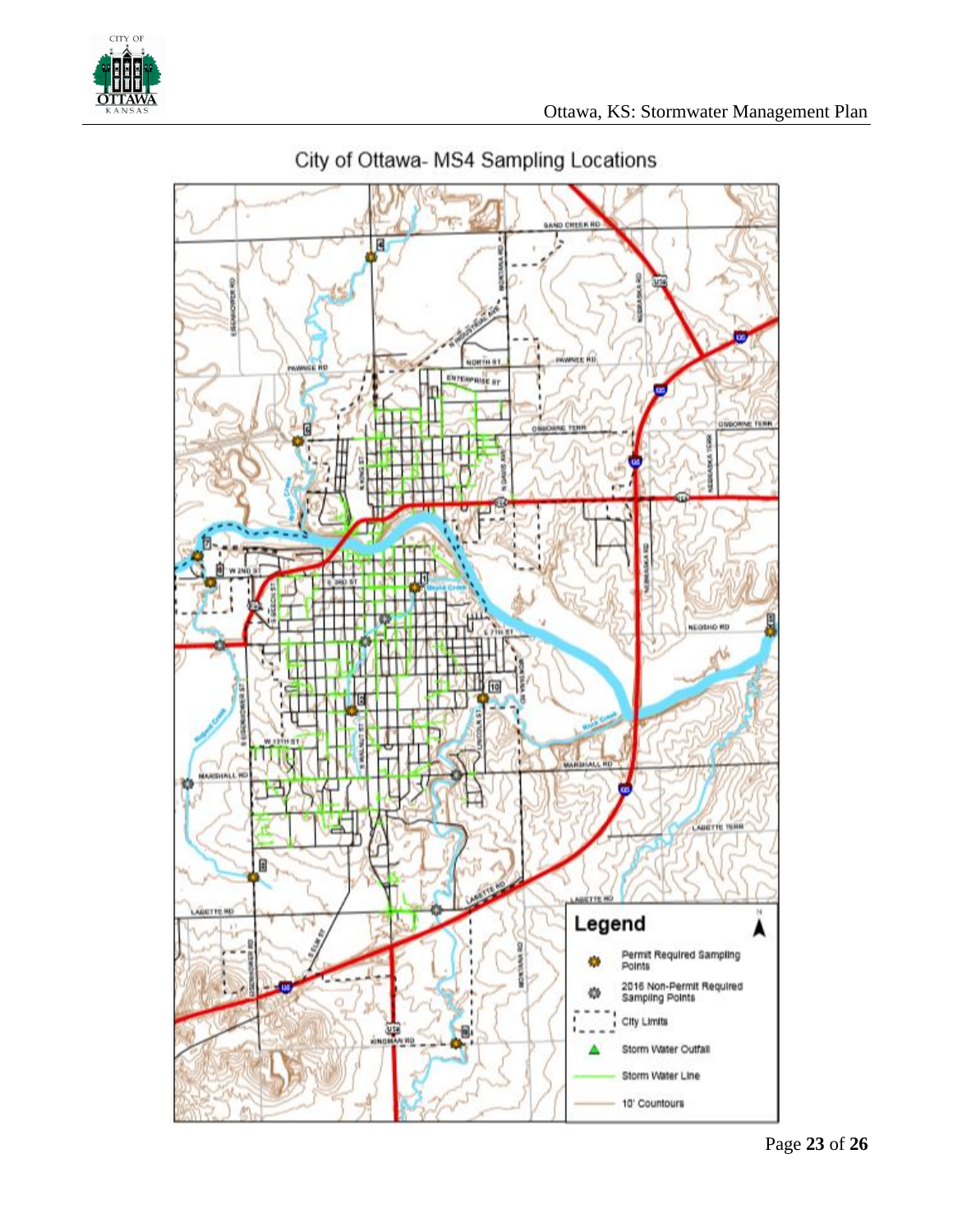# City of Ottawa- MS4 Sampling Locations

**Legend**

- Permit Required Sampling Points
- 2016 Non-Permit Required Sampling Points
- City Limits
- Storm Water Outfall
- Storm Water Line
- 10' Countours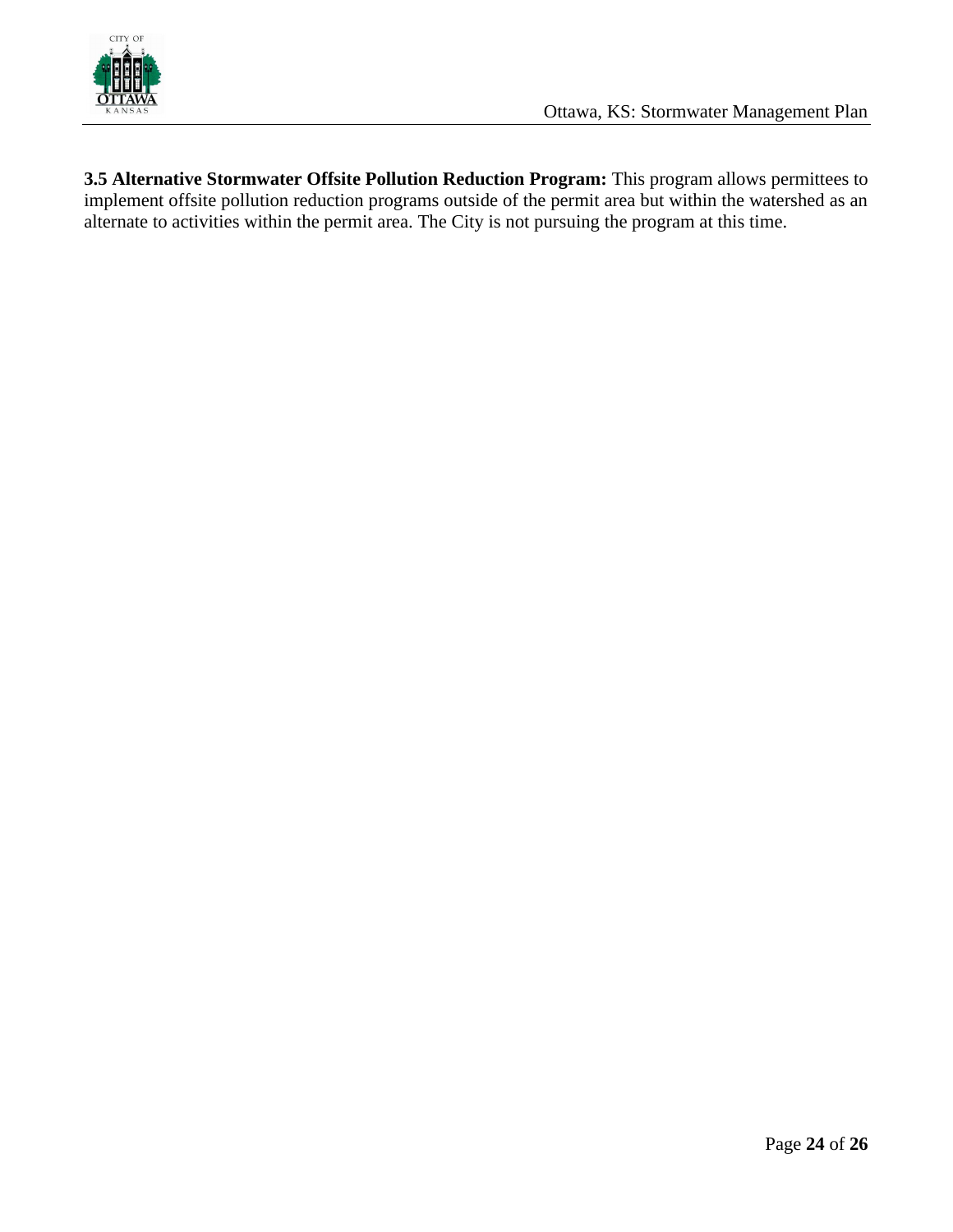**3.5 Alternative Stormwater Offsite Pollution Reduction Program:** This program allows permittees to implement offsite pollution reduction programs outside of the permit area but within the watershed as an alternate to activities within the permit area. The City is not pursuing the program at this time.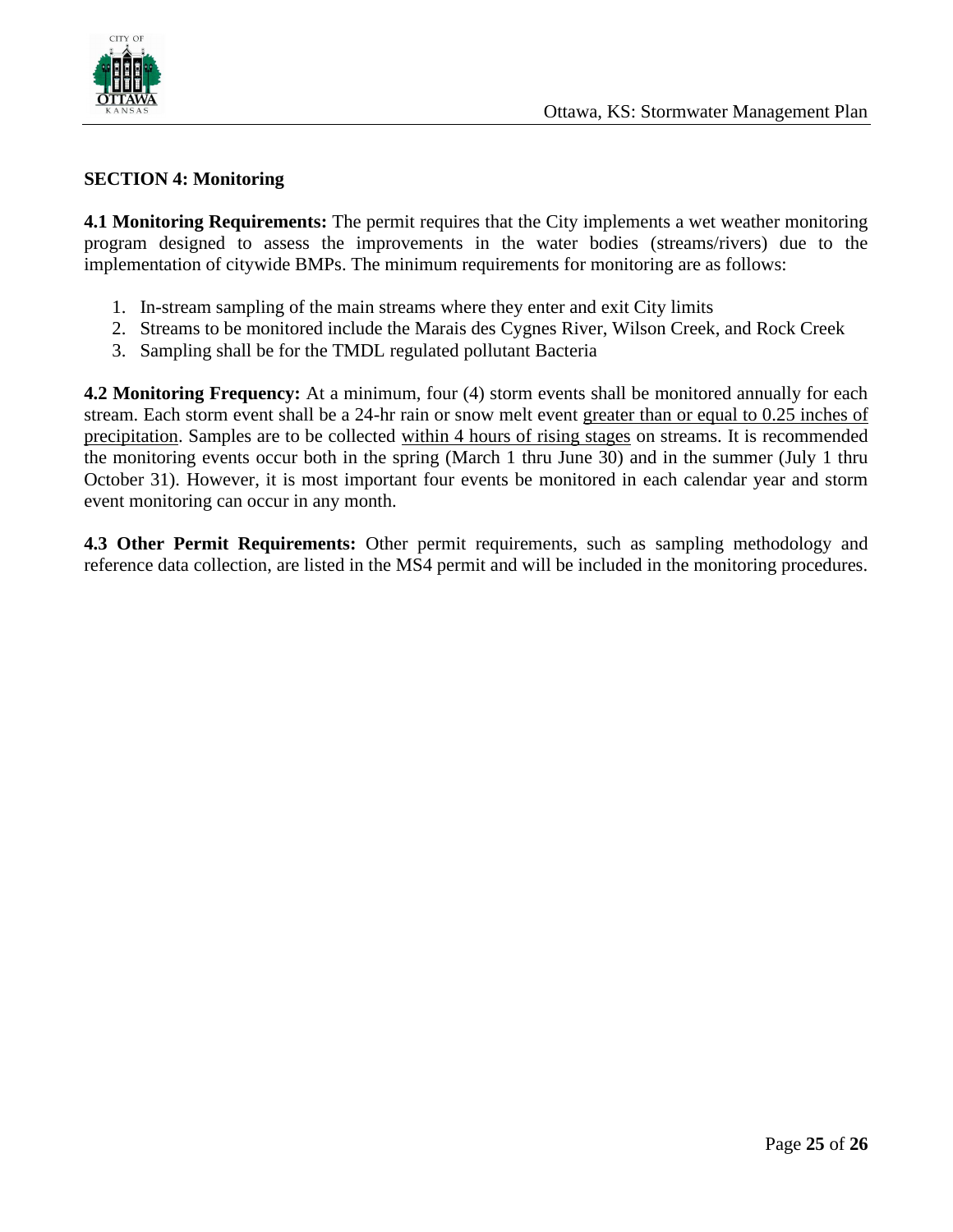## SECTION 4: Monitoring

**4.1 Monitoring Requirements:** The permit requires that the City implements a wet weather monitoring program designed to assess the improvements in the water bodies (streams/rivers) due to the implementation of citywide BMPs. The minimum requirements for monitoring are as follows:

1. In-stream sampling of the main streams where they enter and exit City limits
2. Streams to be monitored include the Marais des Cygnes River, Wilson Creek, and Rock Creek
3. Sampling shall be for the TMDL regulated pollutant Bacteria

**4.2 Monitoring Frequency:** At a minimum, four (4) storm events shall be monitored annually for each stream. Each storm event shall be a 24-hr rain or snow melt event <u>greater than or equal to 0.25 inches of precipitation</u>. Samples are to be collected <u>within 4 hours of rising stages</u> on streams. It is recommended the monitoring events occur both in the spring (March 1 thru June 30) and in the summer (July 1 thru October 31). However, it is most important four events be monitored in each calendar year and storm event monitoring can occur in any month.

**4.3 Other Permit Requirements:** Other permit requirements, such as sampling methodology and reference data collection, are listed in the MS4 permit and will be included in the monitoring procedures.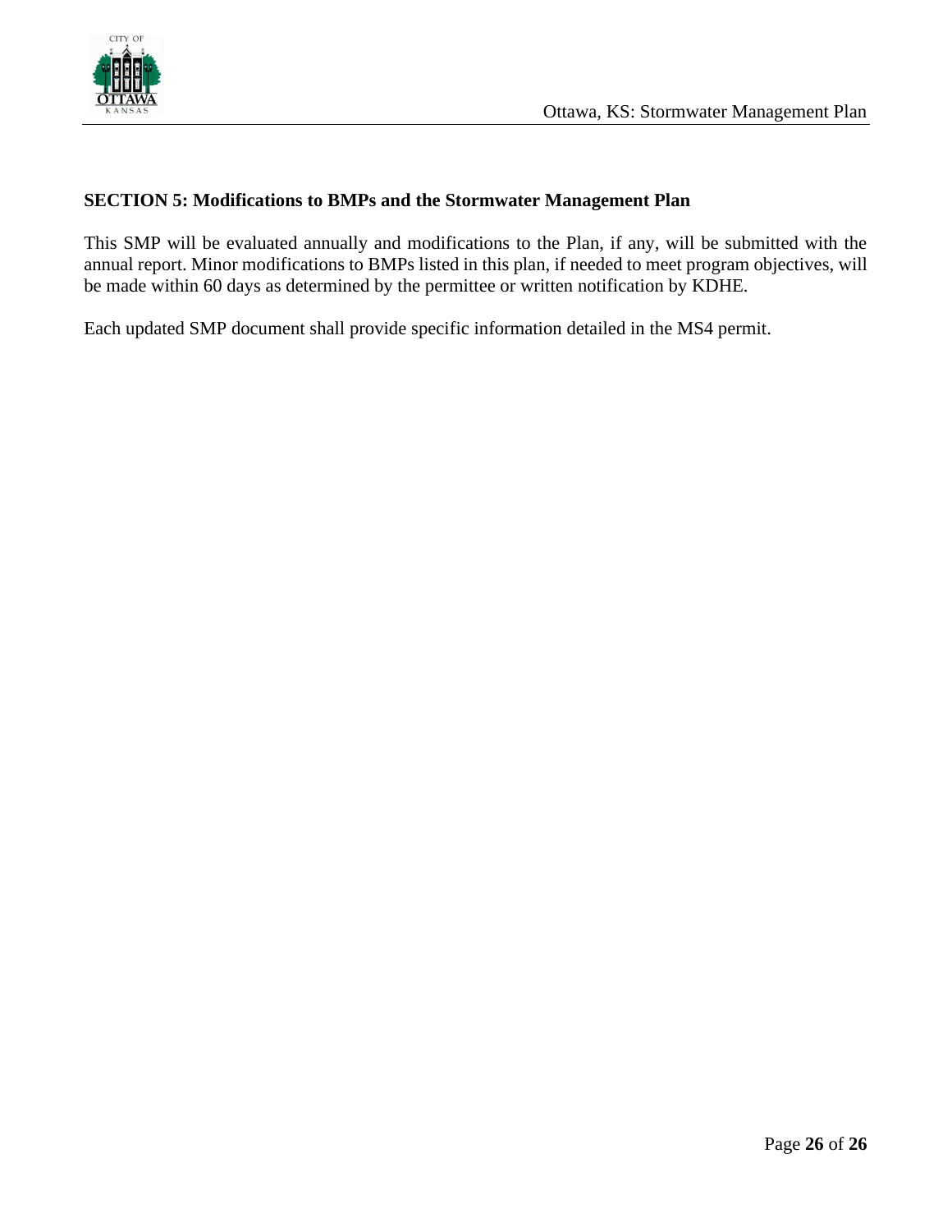## SECTION 5: Modifications to BMPs and the Stormwater Management Plan

This SMP will be evaluated annually and modifications to the Plan, if any, will be submitted with the annual report. Minor modifications to BMPs listed in this plan, if needed to meet program objectives, will be made within 60 days as determined by the permittee or written notification by KDHE.

Each updated SMP document shall provide specific information detailed in the MS4 permit.